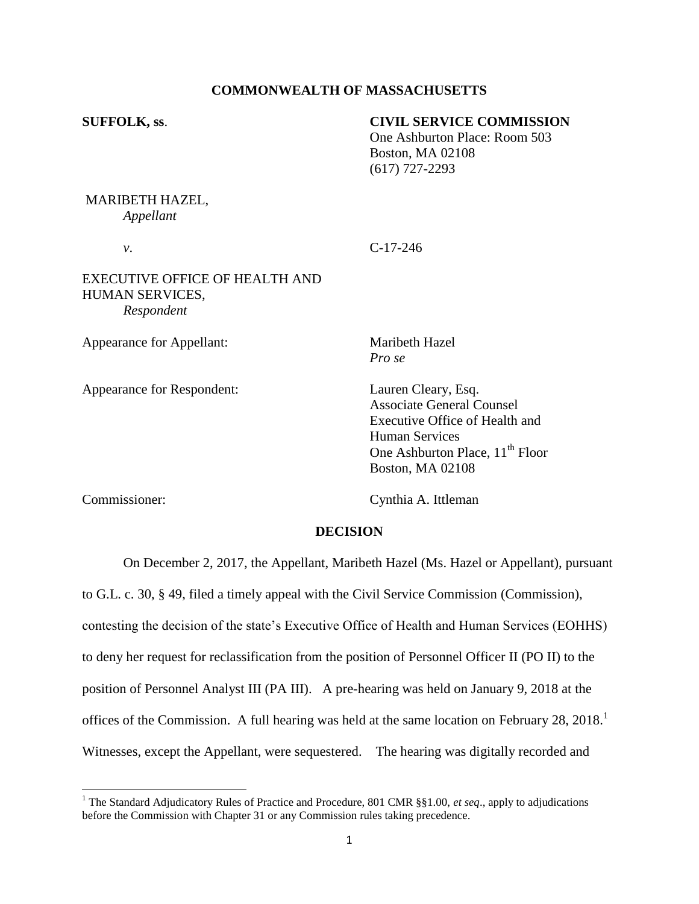**COMMONWEALTH OF MASSACHUSETTS**

**SUFFOLK, ss**.

**CIVIL SERVICE COMMISSION**
One Ashburton Place: Room 503
Boston, MA 02108
(617) 727-2293

MARIBETH HAZEL,
*Appellant*

*v*.

C-17-246

EXECUTIVE OFFICE OF HEALTH AND HUMAN SERVICES,
*Respondent*

Appearance for Appellant: Maribeth Hazel
*Pro se*

Appearance for Respondent: Lauren Cleary, Esq.
Associate General Counsel
Executive Office of Health and Human Services
One Ashburton Place, 11th Floor
Boston, MA 02108

Commissioner: Cynthia A. Ittleman

**DECISION**

On December 2, 2017, the Appellant, Maribeth Hazel (Ms. Hazel or Appellant), pursuant to G.L. c. 30, § 49, filed a timely appeal with the Civil Service Commission (Commission), contesting the decision of the state's Executive Office of Health and Human Services (EOHHS) to deny her request for reclassification from the position of Personnel Officer II (PO II) to the position of Personnel Analyst III (PA III). A pre-hearing was held on January 9, 2018 at the offices of the Commission. A full hearing was held at the same location on February 28, 2018.[1] Witnesses, except the Appellant, were sequestered. The hearing was digitally recorded and

[1] The Standard Adjudicatory Rules of Practice and Procedure, 801 CMR §§1.00, *et seq*., apply to adjudications before the Commission with Chapter 31 or any Commission rules taking precedence.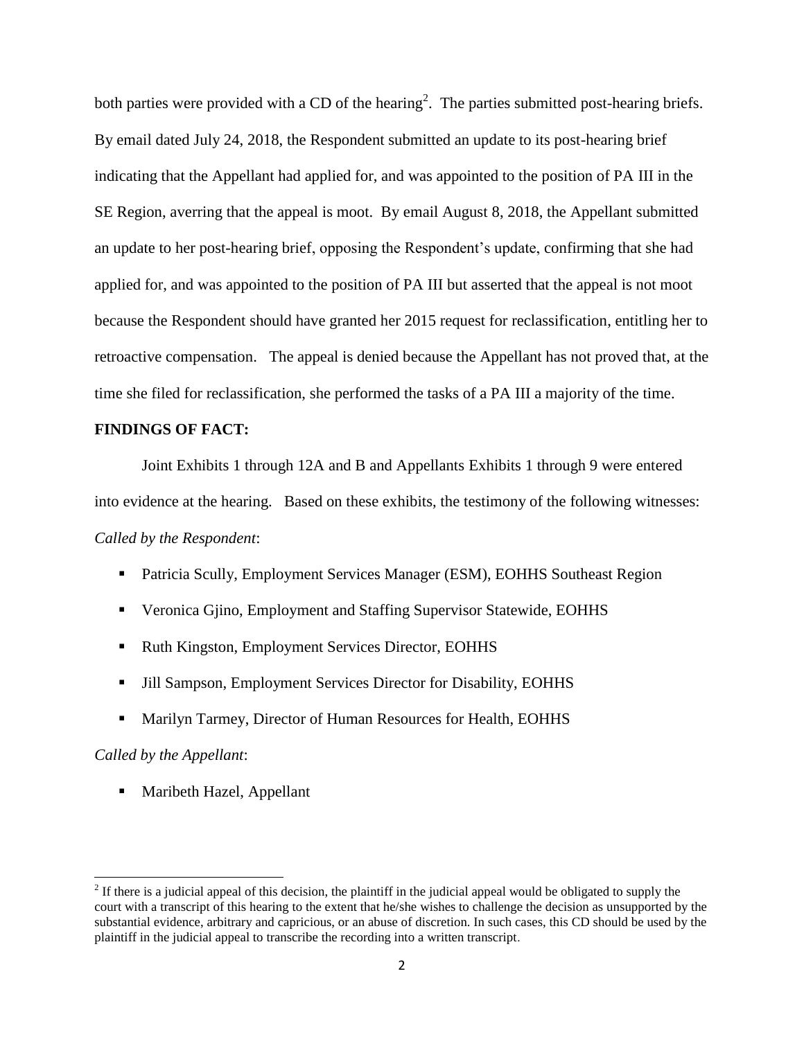both parties were provided with a CD of the hearing[2]. The parties submitted post-hearing briefs. By email dated July 24, 2018, the Respondent submitted an update to its post-hearing brief indicating that the Appellant had applied for, and was appointed to the position of PA III in the SE Region, averring that the appeal is moot. By email August 8, 2018, the Appellant submitted an update to her post-hearing brief, opposing the Respondent's update, confirming that she had applied for, and was appointed to the position of PA III but asserted that the appeal is not moot because the Respondent should have granted her 2015 request for reclassification, entitling her to retroactive compensation. The appeal is denied because the Appellant has not proved that, at the time she filed for reclassification, she performed the tasks of a PA III a majority of the time.

**FINDINGS OF FACT:**

Joint Exhibits 1 through 12A and B and Appellants Exhibits 1 through 9 were entered into evidence at the hearing. Based on these exhibits, the testimony of the following witnesses:

*Called by the Respondent*:

- Patricia Scully, Employment Services Manager (ESM), EOHHS Southeast Region
- Veronica Gjino, Employment and Staffing Supervisor Statewide, EOHHS
- Ruth Kingston, Employment Services Director, EOHHS
- Jill Sampson, Employment Services Director for Disability, EOHHS
- Marilyn Tarmey, Director of Human Resources for Health, EOHHS

*Called by the Appellant*:

- Maribeth Hazel, Appellant

[2] If there is a judicial appeal of this decision, the plaintiff in the judicial appeal would be obligated to supply the court with a transcript of this hearing to the extent that he/she wishes to challenge the decision as unsupported by the substantial evidence, arbitrary and capricious, or an abuse of discretion. In such cases, this CD should be used by the plaintiff in the judicial appeal to transcribe the recording into a written transcript.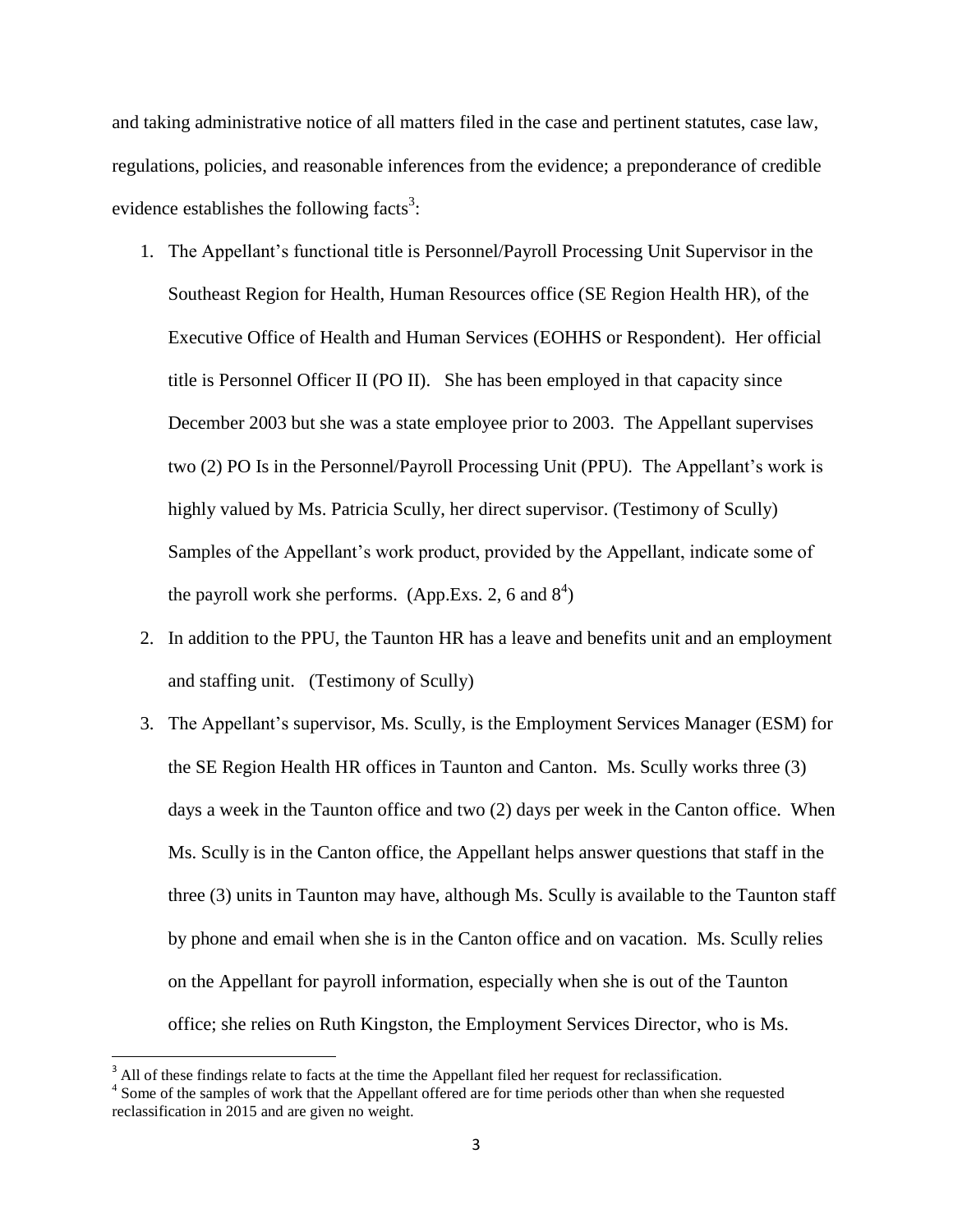and taking administrative notice of all matters filed in the case and pertinent statutes, case law, regulations, policies, and reasonable inferences from the evidence; a preponderance of credible evidence establishes the following facts[3]:

1. The Appellant's functional title is Personnel/Payroll Processing Unit Supervisor in the Southeast Region for Health, Human Resources office (SE Region Health HR), of the Executive Office of Health and Human Services (EOHHS or Respondent). Her official title is Personnel Officer II (PO II). She has been employed in that capacity since December 2003 but she was a state employee prior to 2003. The Appellant supervises two (2) PO Is in the Personnel/Payroll Processing Unit (PPU). The Appellant's work is highly valued by Ms. Patricia Scully, her direct supervisor. (Testimony of Scully) Samples of the Appellant's work product, provided by the Appellant, indicate some of the payroll work she performs. (App.Exs. 2, 6 and 8[4])
2. In addition to the PPU, the Taunton HR has a leave and benefits unit and an employment and staffing unit. (Testimony of Scully)
3. The Appellant's supervisor, Ms. Scully, is the Employment Services Manager (ESM) for the SE Region Health HR offices in Taunton and Canton. Ms. Scully works three (3) days a week in the Taunton office and two (2) days per week in the Canton office. When Ms. Scully is in the Canton office, the Appellant helps answer questions that staff in the three (3) units in Taunton may have, although Ms. Scully is available to the Taunton staff by phone and email when she is in the Canton office and on vacation. Ms. Scully relies on the Appellant for payroll information, especially when she is out of the Taunton office; she relies on Ruth Kingston, the Employment Services Director, who is Ms.

---

[3] All of these findings relate to facts at the time the Appellant filed her request for reclassification.

[4] Some of the samples of work that the Appellant offered are for time periods other than when she requested reclassification in 2015 and are given no weight.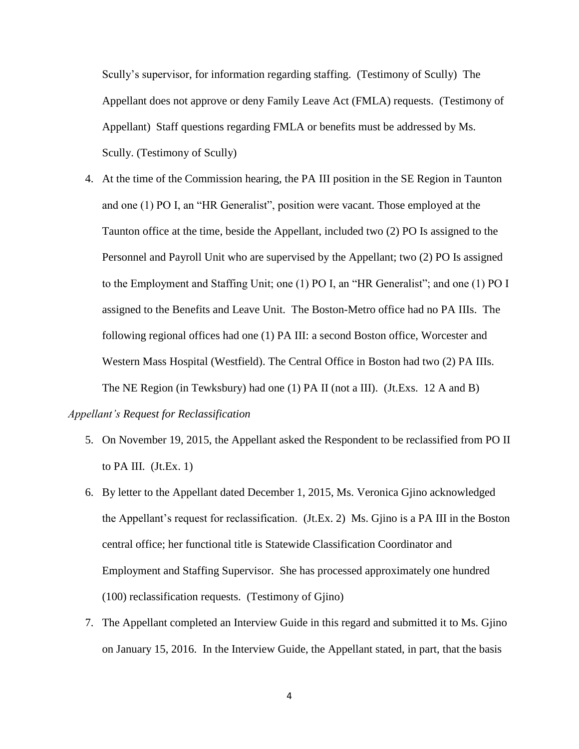Scully's supervisor, for information regarding staffing. (Testimony of Scully) The Appellant does not approve or deny Family Leave Act (FMLA) requests. (Testimony of Appellant) Staff questions regarding FMLA or benefits must be addressed by Ms. Scully. (Testimony of Scully)

4. At the time of the Commission hearing, the PA III position in the SE Region in Taunton and one (1) PO I, an "HR Generalist", position were vacant. Those employed at the Taunton office at the time, beside the Appellant, included two (2) PO Is assigned to the Personnel and Payroll Unit who are supervised by the Appellant; two (2) PO Is assigned to the Employment and Staffing Unit; one (1) PO I, an "HR Generalist"; and one (1) PO I assigned to the Benefits and Leave Unit. The Boston-Metro office had no PA IIIs. The following regional offices had one (1) PA III: a second Boston office, Worcester and Western Mass Hospital (Westfield). The Central Office in Boston had two (2) PA IIIs. The NE Region (in Tewksbury) had one (1) PA II (not a III). (Jt.Exs. 12 A and B)

*Appellant's Request for Reclassification*

5. On November 19, 2015, the Appellant asked the Respondent to be reclassified from PO II to PA III. (Jt.Ex. 1)

6. By letter to the Appellant dated December 1, 2015, Ms. Veronica Gjino acknowledged the Appellant's request for reclassification. (Jt.Ex. 2) Ms. Gjino is a PA III in the Boston central office; her functional title is Statewide Classification Coordinator and Employment and Staffing Supervisor. She has processed approximately one hundred (100) reclassification requests. (Testimony of Gjino)

7. The Appellant completed an Interview Guide in this regard and submitted it to Ms. Gjino on January 15, 2016. In the Interview Guide, the Appellant stated, in part, that the basis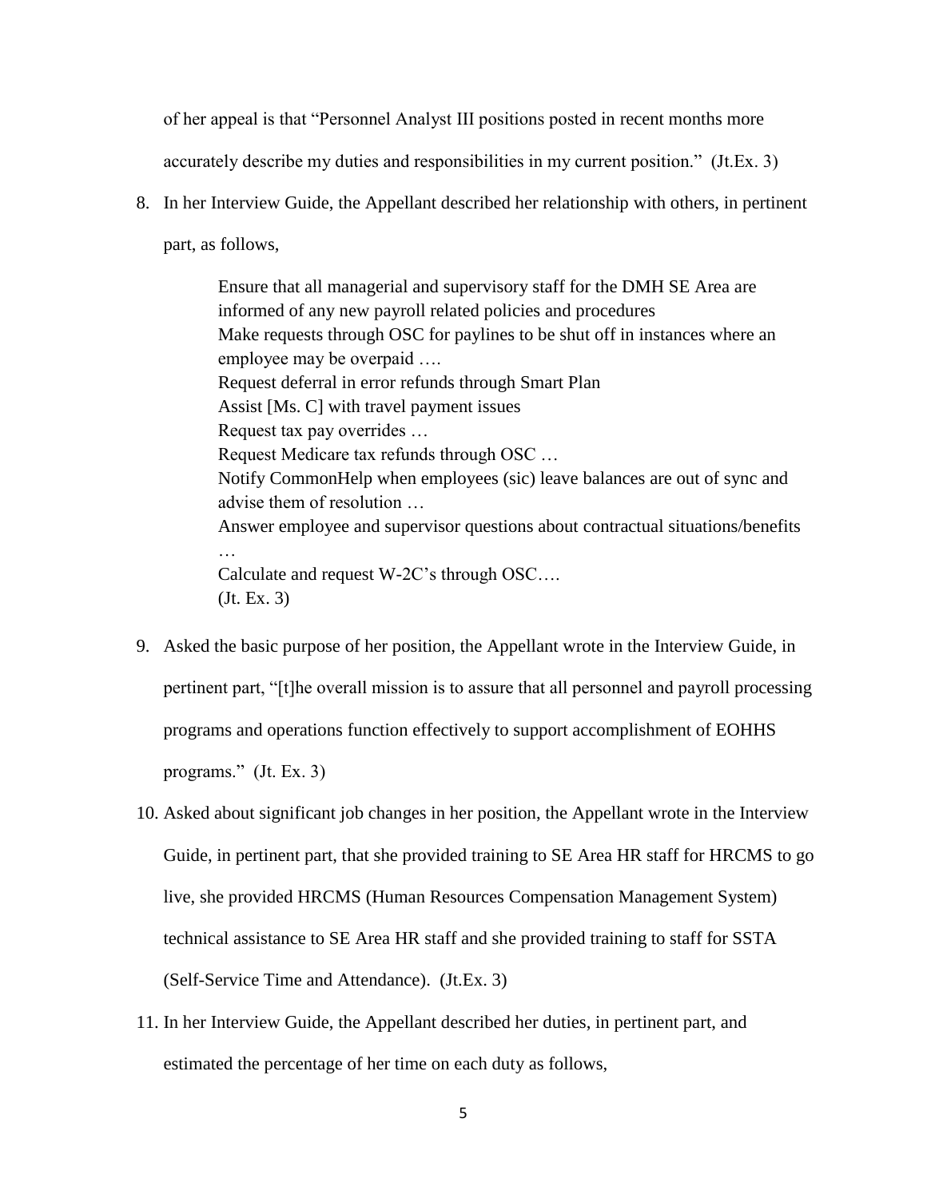of her appeal is that "Personnel Analyst III positions posted in recent months more accurately describe my duties and responsibilities in my current position." (Jt.Ex. 3)

8. In her Interview Guide, the Appellant described her relationship with others, in pertinent part, as follows,

> Ensure that all managerial and supervisory staff for the DMH SE Area are informed of any new payroll related policies and procedures
> Make requests through OSC for paylines to be shut off in instances where an employee may be overpaid ….
> Request deferral in error refunds through Smart Plan
> Assist [Ms. C] with travel payment issues
> Request tax pay overrides …
> Request Medicare tax refunds through OSC …
> Notify CommonHelp when employees (sic) leave balances are out of sync and advise them of resolution …
> Answer employee and supervisor questions about contractual situations/benefits …
> Calculate and request W-2C's through OSC….
> (Jt. Ex. 3)

9. Asked the basic purpose of her position, the Appellant wrote in the Interview Guide, in pertinent part, "[t]he overall mission is to assure that all personnel and payroll processing programs and operations function effectively to support accomplishment of EOHHS programs." (Jt. Ex. 3)

10. Asked about significant job changes in her position, the Appellant wrote in the Interview Guide, in pertinent part, that she provided training to SE Area HR staff for HRCMS to go live, she provided HRCMS (Human Resources Compensation Management System) technical assistance to SE Area HR staff and she provided training to staff for SSTA (Self-Service Time and Attendance). (Jt.Ex. 3)

11. In her Interview Guide, the Appellant described her duties, in pertinent part, and estimated the percentage of her time on each duty as follows,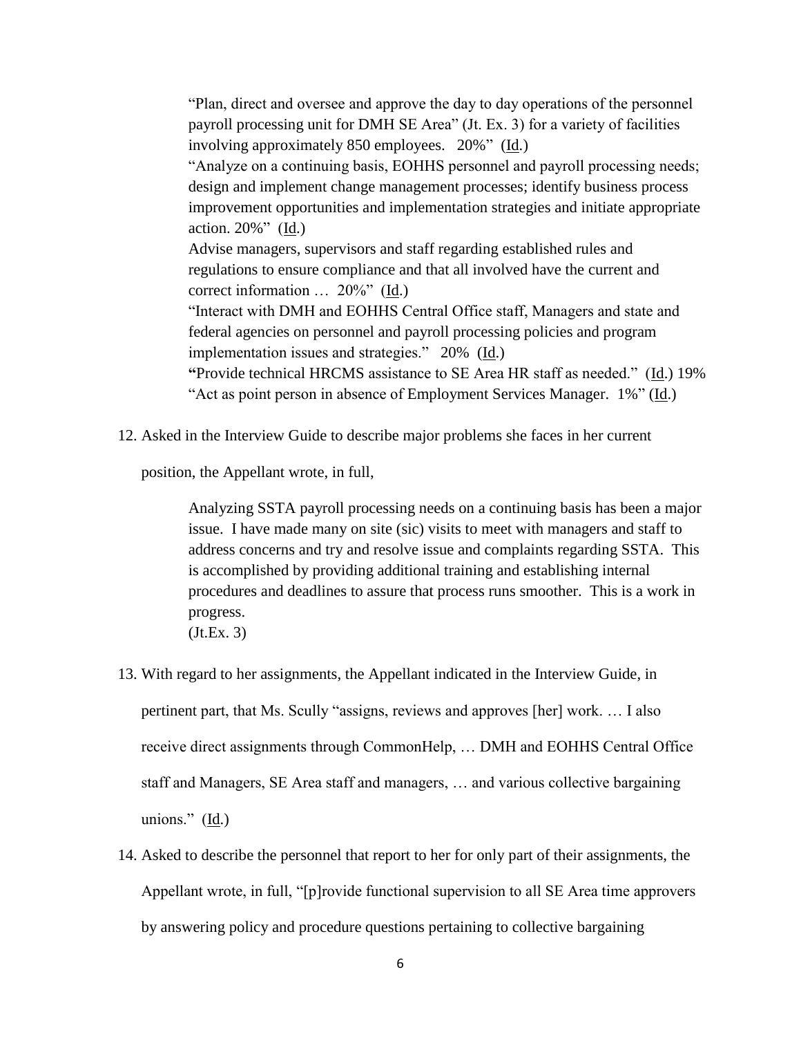> "Plan, direct and oversee and approve the day to day operations of the personnel payroll processing unit for DMH SE Area" (Jt. Ex. 3) for a variety of facilities involving approximately 850 employees. 20%" (Id.)
>
> "Analyze on a continuing basis, EOHHS personnel and payroll processing needs; design and implement change management processes; identify business process improvement opportunities and implementation strategies and initiate appropriate action. 20%" (Id.)
>
> Advise managers, supervisors and staff regarding established rules and regulations to ensure compliance and that all involved have the current and correct information … 20%" (Id.)
>
> "Interact with DMH and EOHHS Central Office staff, Managers and state and federal agencies on personnel and payroll processing policies and program implementation issues and strategies." 20% (Id.)
>
> **"**Provide technical HRCMS assistance to SE Area HR staff as needed." (Id.) 19%
>
> "Act as point person in absence of Employment Services Manager. 1%" (Id.)

12. Asked in the Interview Guide to describe major problems she faces in her current position, the Appellant wrote, in full,

> Analyzing SSTA payroll processing needs on a continuing basis has been a major issue. I have made many on site (sic) visits to meet with managers and staff to address concerns and try and resolve issue and complaints regarding SSTA. This is accomplished by providing additional training and establishing internal procedures and deadlines to assure that process runs smoother. This is a work in progress.
> (Jt.Ex. 3)

13. With regard to her assignments, the Appellant indicated in the Interview Guide, in pertinent part, that Ms. Scully "assigns, reviews and approves [her] work. … I also receive direct assignments through CommonHelp, … DMH and EOHHS Central Office staff and Managers, SE Area staff and managers, … and various collective bargaining unions." (Id.)

14. Asked to describe the personnel that report to her for only part of their assignments, the Appellant wrote, in full, "[p]rovide functional supervision to all SE Area time approvers by answering policy and procedure questions pertaining to collective bargaining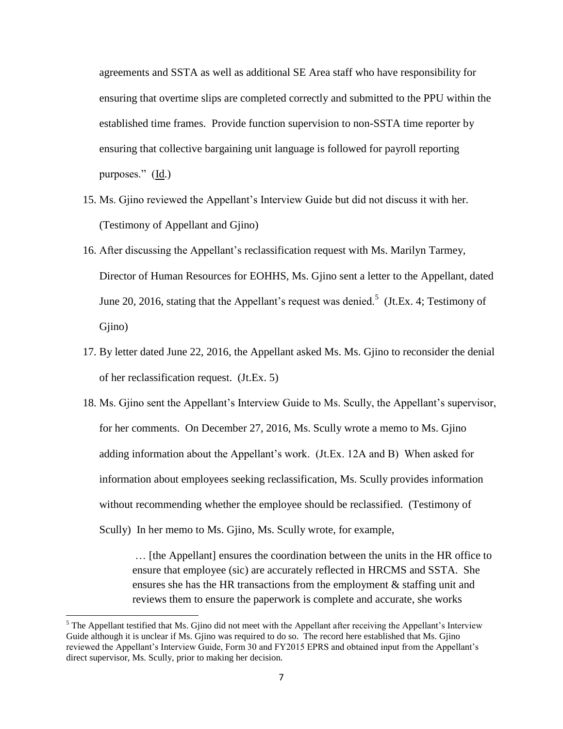agreements and SSTA as well as additional SE Area staff who have responsibility for ensuring that overtime slips are completed correctly and submitted to the PPU within the established time frames. Provide function supervision to non-SSTA time reporter by ensuring that collective bargaining unit language is followed for payroll reporting purposes." (Id.)

15. Ms. Gjino reviewed the Appellant's Interview Guide but did not discuss it with her. (Testimony of Appellant and Gjino)
16. After discussing the Appellant's reclassification request with Ms. Marilyn Tarmey, Director of Human Resources for EOHHS, Ms. Gjino sent a letter to the Appellant, dated June 20, 2016, stating that the Appellant's request was denied.[5] (Jt.Ex. 4; Testimony of Gjino)
17. By letter dated June 22, 2016, the Appellant asked Ms. Ms. Gjino to reconsider the denial of her reclassification request. (Jt.Ex. 5)
18. Ms. Gjino sent the Appellant's Interview Guide to Ms. Scully, the Appellant's supervisor, for her comments. On December 27, 2016, Ms. Scully wrote a memo to Ms. Gjino adding information about the Appellant's work. (Jt.Ex. 12A and B) When asked for information about employees seeking reclassification, Ms. Scully provides information without recommending whether the employee should be reclassified. (Testimony of Scully) In her memo to Ms. Gjino, Ms. Scully wrote, for example,

> … [the Appellant] ensures the coordination between the units in the HR office to ensure that employee (sic) are accurately reflected in HRCMS and SSTA. She ensures she has the HR transactions from the employment & staffing unit and reviews them to ensure the paperwork is complete and accurate, she works

---

[5] The Appellant testified that Ms. Gjino did not meet with the Appellant after receiving the Appellant's Interview Guide although it is unclear if Ms. Gjino was required to do so. The record here established that Ms. Gjino reviewed the Appellant's Interview Guide, Form 30 and FY2015 EPRS and obtained input from the Appellant's direct supervisor, Ms. Scully, prior to making her decision.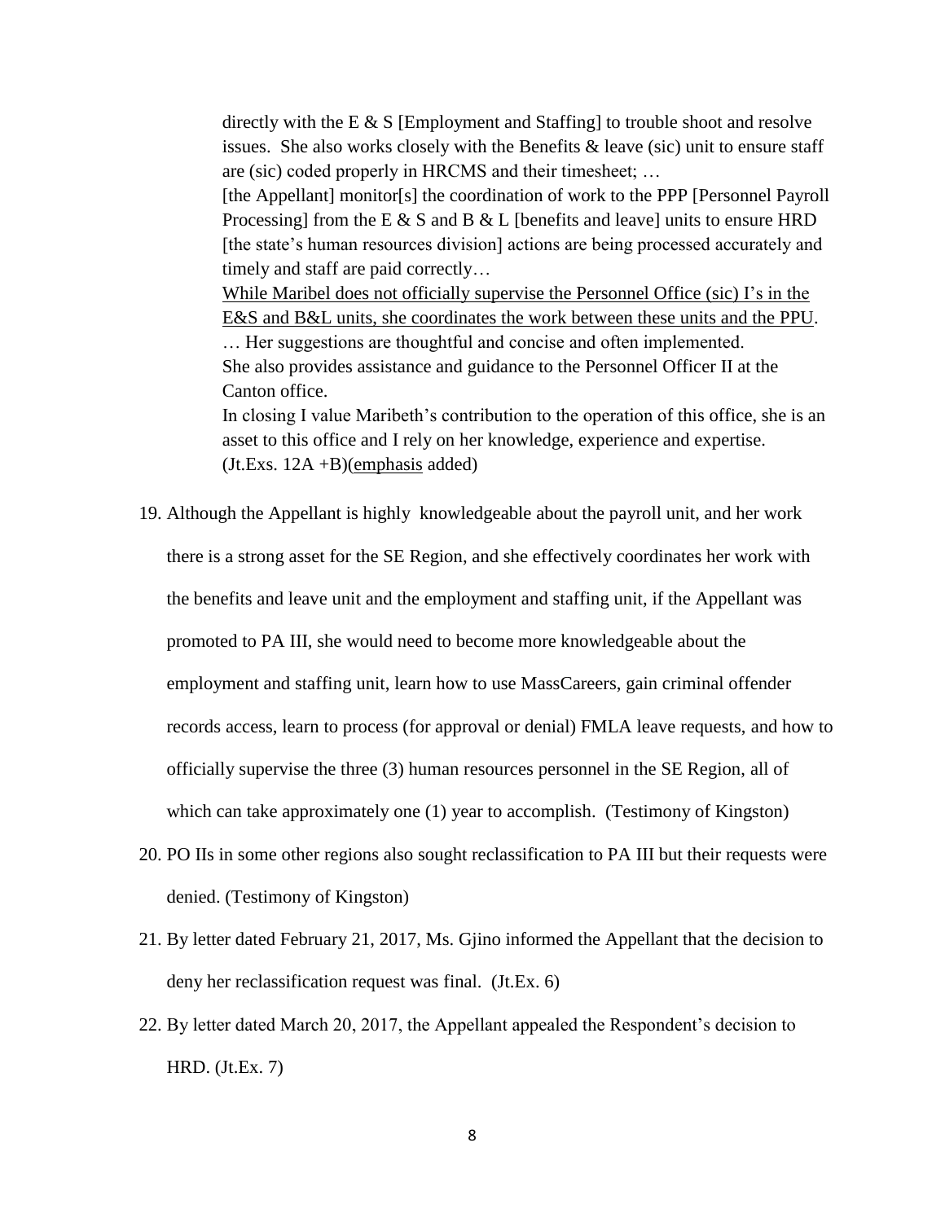> directly with the E & S [Employment and Staffing] to trouble shoot and resolve issues. She also works closely with the Benefits & leave (sic) unit to ensure staff are (sic) coded properly in HRCMS and their timesheet; …
>
> [the Appellant] monitor[s] the coordination of work to the PPP [Personnel Payroll Processing] from the E & S and B & L [benefits and leave] units to ensure HRD [the state's human resources division] actions are being processed accurately and timely and staff are paid correctly…
>
> <u>While Maribel does not officially supervise the Personnel Office (sic) I's in the E&S and B&L units, she coordinates the work between these units and the PPU</u>.
>
> … Her suggestions are thoughtful and concise and often implemented.
>
> She also provides assistance and guidance to the Personnel Officer II at the Canton office.
>
> In closing I value Maribeth's contribution to the operation of this office, she is an asset to this office and I rely on her knowledge, experience and expertise. (Jt.Exs. 12A +B)(<u>emphasis</u> added)

19. Although the Appellant is highly knowledgeable about the payroll unit, and her work there is a strong asset for the SE Region, and she effectively coordinates her work with the benefits and leave unit and the employment and staffing unit, if the Appellant was promoted to PA III, she would need to become more knowledgeable about the employment and staffing unit, learn how to use MassCareers, gain criminal offender records access, learn to process (for approval or denial) FMLA leave requests, and how to officially supervise the three (3) human resources personnel in the SE Region, all of which can take approximately one (1) year to accomplish. (Testimony of Kingston)

20. PO IIs in some other regions also sought reclassification to PA III but their requests were denied. (Testimony of Kingston)

21. By letter dated February 21, 2017, Ms. Gjino informed the Appellant that the decision to deny her reclassification request was final. (Jt.Ex. 6)

22. By letter dated March 20, 2017, the Appellant appealed the Respondent's decision to HRD. (Jt.Ex. 7)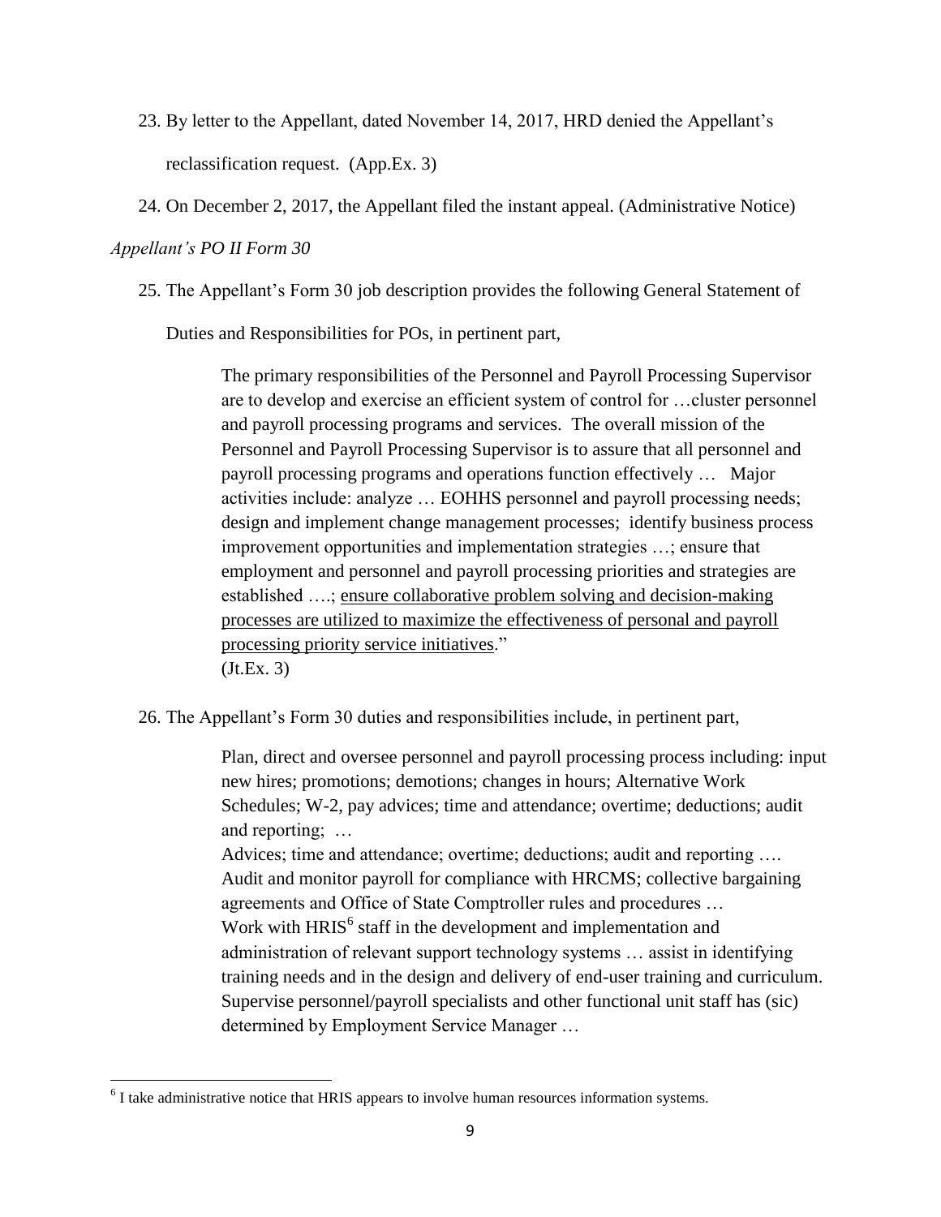23. By letter to the Appellant, dated November 14, 2017, HRD denied the Appellant's reclassification request. (App.Ex. 3)

24. On December 2, 2017, the Appellant filed the instant appeal. (Administrative Notice)

*Appellant's PO II Form 30*

25. The Appellant's Form 30 job description provides the following General Statement of Duties and Responsibilities for POs, in pertinent part,

> The primary responsibilities of the Personnel and Payroll Processing Supervisor are to develop and exercise an efficient system of control for …cluster personnel and payroll processing programs and services. The overall mission of the Personnel and Payroll Processing Supervisor is to assure that all personnel and payroll processing programs and operations function effectively … Major activities include: analyze … EOHHS personnel and payroll processing needs; design and implement change management processes; identify business process improvement opportunities and implementation strategies …; ensure that employment and personnel and payroll processing priorities and strategies are established ….; <u>ensure collaborative problem solving and decision-making processes are utilized to maximize the effectiveness of personal and payroll processing priority service initiatives</u>."
> (Jt.Ex. 3)

26. The Appellant's Form 30 duties and responsibilities include, in pertinent part,

> Plan, direct and oversee personnel and payroll processing process including: input new hires; promotions; demotions; changes in hours; Alternative Work Schedules; W-2, pay advices; time and attendance; overtime; deductions; audit and reporting; …
> Advices; time and attendance; overtime; deductions; audit and reporting ….
> Audit and monitor payroll for compliance with HRCMS; collective bargaining agreements and Office of State Comptroller rules and procedures …
> Work with HRIS[6] staff in the development and implementation and administration of relevant support technology systems … assist in identifying training needs and in the design and delivery of end-user training and curriculum.
> Supervise personnel/payroll specialists and other functional unit staff has (sic) determined by Employment Service Manager …

[6] I take administrative notice that HRIS appears to involve human resources information systems.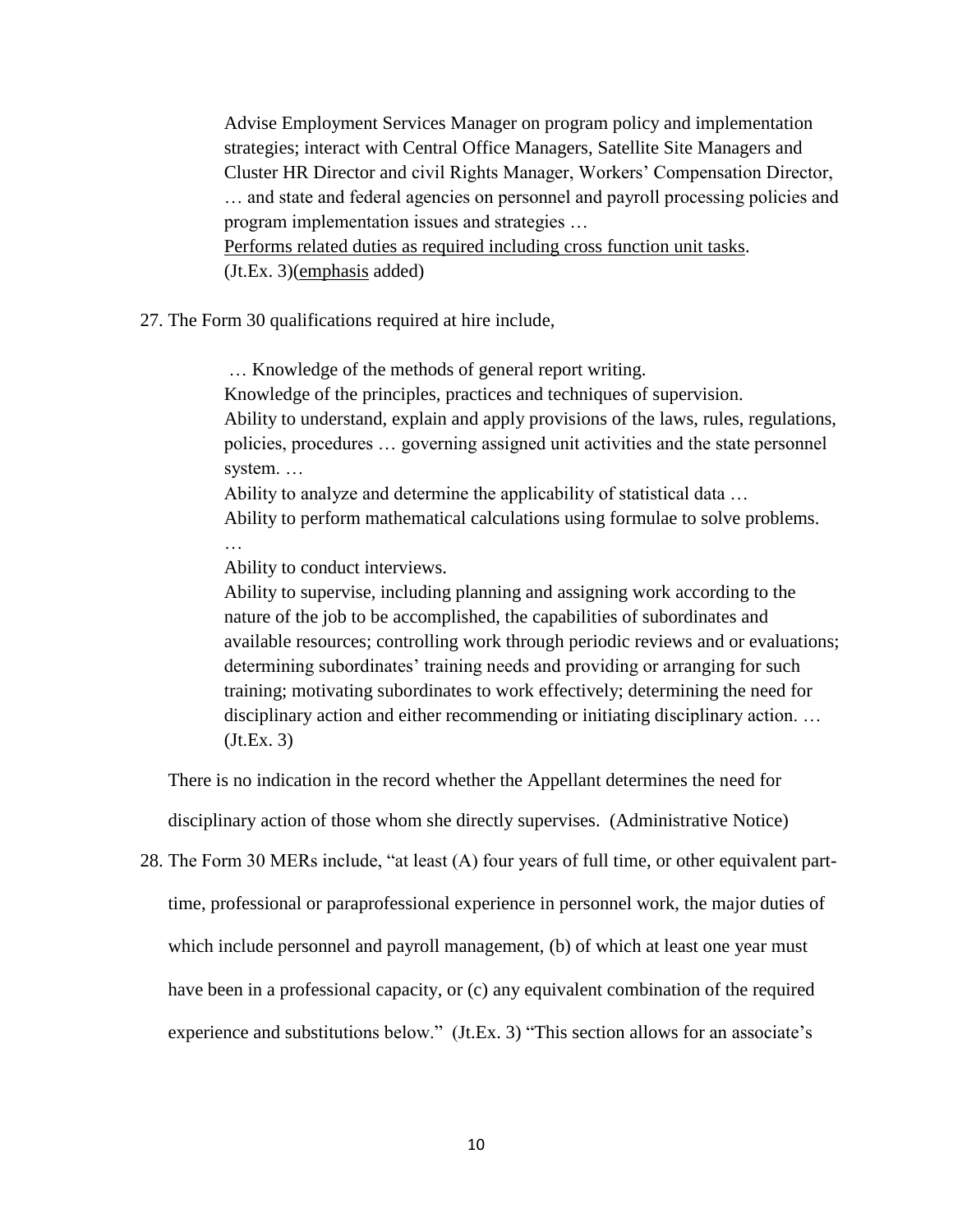> Advise Employment Services Manager on program policy and implementation strategies; interact with Central Office Managers, Satellite Site Managers and Cluster HR Director and civil Rights Manager, Workers' Compensation Director, … and state and federal agencies on personnel and payroll processing policies and program implementation issues and strategies …
> <u>Performs related duties as required including cross function unit tasks</u>.
> (Jt.Ex. 3)(<u>emphasis</u> added)

27. The Form 30 qualifications required at hire include,

> … Knowledge of the methods of general report writing.
> Knowledge of the principles, practices and techniques of supervision.
> Ability to understand, explain and apply provisions of the laws, rules, regulations, policies, procedures … governing assigned unit activities and the state personnel system. …
> Ability to analyze and determine the applicability of statistical data …
> Ability to perform mathematical calculations using formulae to solve problems.
> …
> Ability to conduct interviews.
> Ability to supervise, including planning and assigning work according to the nature of the job to be accomplished, the capabilities of subordinates and available resources; controlling work through periodic reviews and or evaluations; determining subordinates' training needs and providing or arranging for such training; motivating subordinates to work effectively; determining the need for disciplinary action and either recommending or initiating disciplinary action. …
> (Jt.Ex. 3)

There is no indication in the record whether the Appellant determines the need for disciplinary action of those whom she directly supervises. (Administrative Notice)

28. The Form 30 MERs include, "at least (A) four years of full time, or other equivalent part-time, professional or paraprofessional experience in personnel work, the major duties of which include personnel and payroll management, (b) of which at least one year must have been in a professional capacity, or (c) any equivalent combination of the required experience and substitutions below." (Jt.Ex. 3) "This section allows for an associate's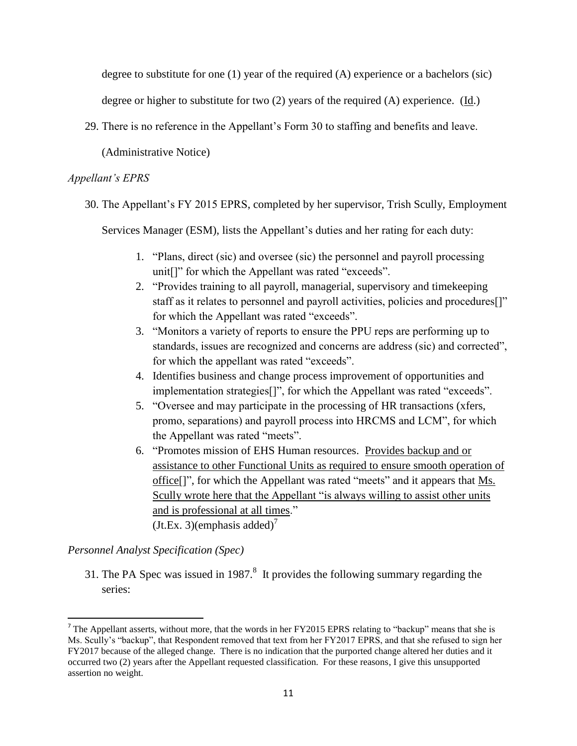degree to substitute for one (1) year of the required (A) experience or a bachelors (sic) degree or higher to substitute for two (2) years of the required (A) experience. (Id.)

29. There is no reference in the Appellant's Form 30 to staffing and benefits and leave. (Administrative Notice)

*Appellant's EPRS*

30. The Appellant's FY 2015 EPRS, completed by her supervisor, Trish Scully, Employment Services Manager (ESM), lists the Appellant's duties and her rating for each duty:

    1. "Plans, direct (sic) and oversee (sic) the personnel and payroll processing unit[]" for which the Appellant was rated "exceeds".
    2. "Provides training to all payroll, managerial, supervisory and timekeeping staff as it relates to personnel and payroll activities, policies and procedures[]" for which the Appellant was rated "exceeds".
    3. "Monitors a variety of reports to ensure the PPU reps are performing up to standards, issues are recognized and concerns are address (sic) and corrected", for which the appellant was rated "exceeds".
    4. Identifies business and change process improvement of opportunities and implementation strategies[]", for which the Appellant was rated "exceeds".
    5. "Oversee and may participate in the processing of HR transactions (xfers, promo, separations) and payroll process into HRCMS and LCM", for which the Appellant was rated "meets".
    6. "Promotes mission of EHS Human resources. <u>Provides backup and or assistance to other Functional Units as required to ensure smooth operation of office</u>[]", for which the Appellant was rated "meets" and it appears that <u>Ms. Scully wrote here that the Appellant "is always willing to assist other units and is professional at all times</u>."

    (Jt.Ex. 3)(emphasis added)[7]

*Personnel Analyst Specification (Spec)*

31. The PA Spec was issued in 1987.[8] It provides the following summary regarding the series:

---

[7] The Appellant asserts, without more, that the words in her FY2015 EPRS relating to "backup" means that she is Ms. Scully's "backup", that Respondent removed that text from her FY2017 EPRS, and that she refused to sign her FY2017 because of the alleged change. There is no indication that the purported change altered her duties and it occurred two (2) years after the Appellant requested classification. For these reasons, I give this unsupported assertion no weight.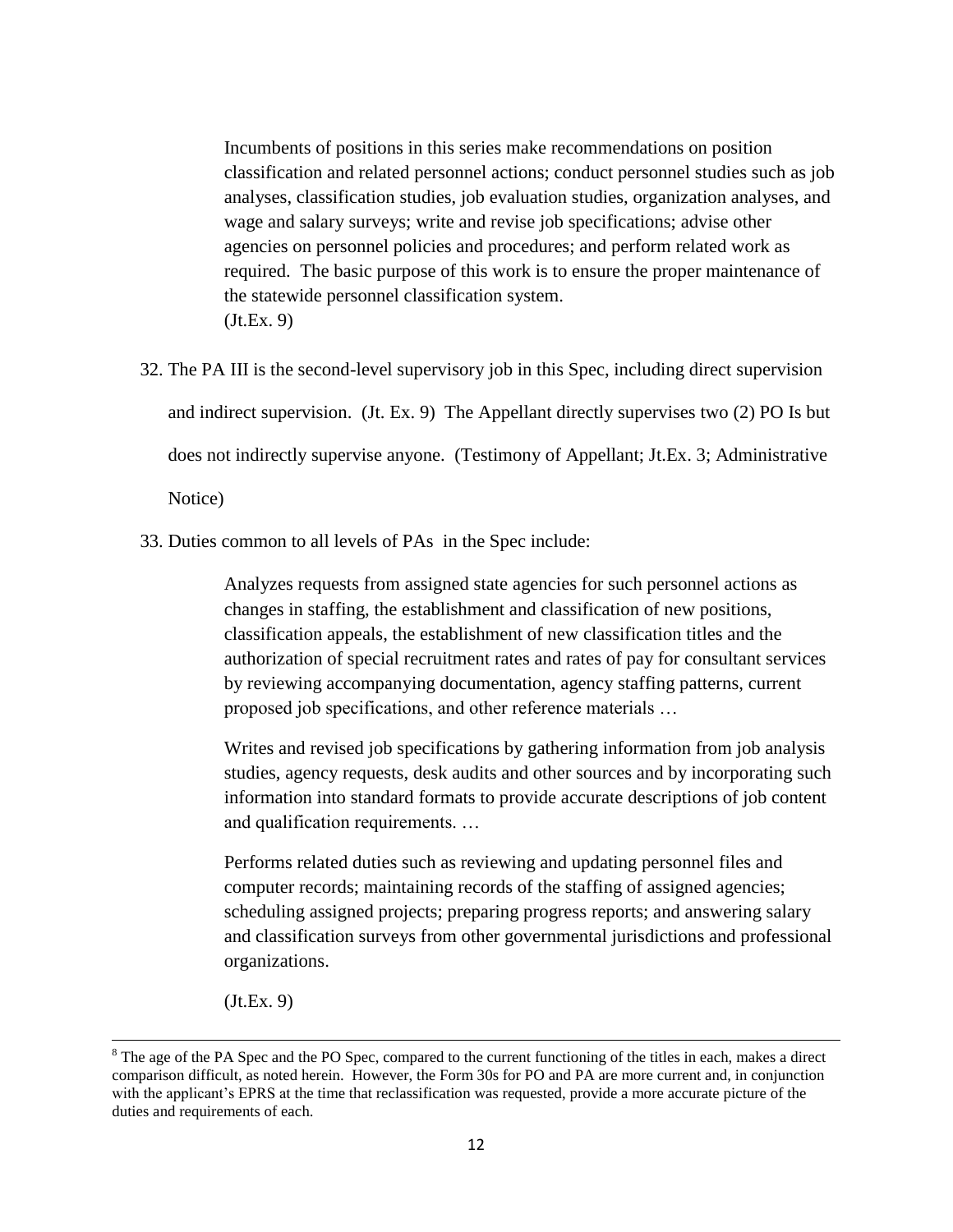> Incumbents of positions in this series make recommendations on position classification and related personnel actions; conduct personnel studies such as job analyses, classification studies, job evaluation studies, organization analyses, and wage and salary surveys; write and revise job specifications; advise other agencies on personnel policies and procedures; and perform related work as required. The basic purpose of this work is to ensure the proper maintenance of the statewide personnel classification system.
> (Jt.Ex. 9)

32. The PA III is the second-level supervisory job in this Spec, including direct supervision and indirect supervision. (Jt. Ex. 9) The Appellant directly supervises two (2) PO Is but does not indirectly supervise anyone. (Testimony of Appellant; Jt.Ex. 3; Administrative Notice)

33. Duties common to all levels of PAs in the Spec include:

> Analyzes requests from assigned state agencies for such personnel actions as changes in staffing, the establishment and classification of new positions, classification appeals, the establishment of new classification titles and the authorization of special recruitment rates and rates of pay for consultant services by reviewing accompanying documentation, agency staffing patterns, current proposed job specifications, and other reference materials …
>
> Writes and revised job specifications by gathering information from job analysis studies, agency requests, desk audits and other sources and by incorporating such information into standard formats to provide accurate descriptions of job content and qualification requirements. …
>
> Performs related duties such as reviewing and updating personnel files and computer records; maintaining records of the staffing of assigned agencies; scheduling assigned projects; preparing progress reports; and answering salary and classification surveys from other governmental jurisdictions and professional organizations.
>
> (Jt.Ex. 9)

---

[8] The age of the PA Spec and the PO Spec, compared to the current functioning of the titles in each, makes a direct comparison difficult, as noted herein. However, the Form 30s for PO and PA are more current and, in conjunction with the applicant's EPRS at the time that reclassification was requested, provide a more accurate picture of the duties and requirements of each.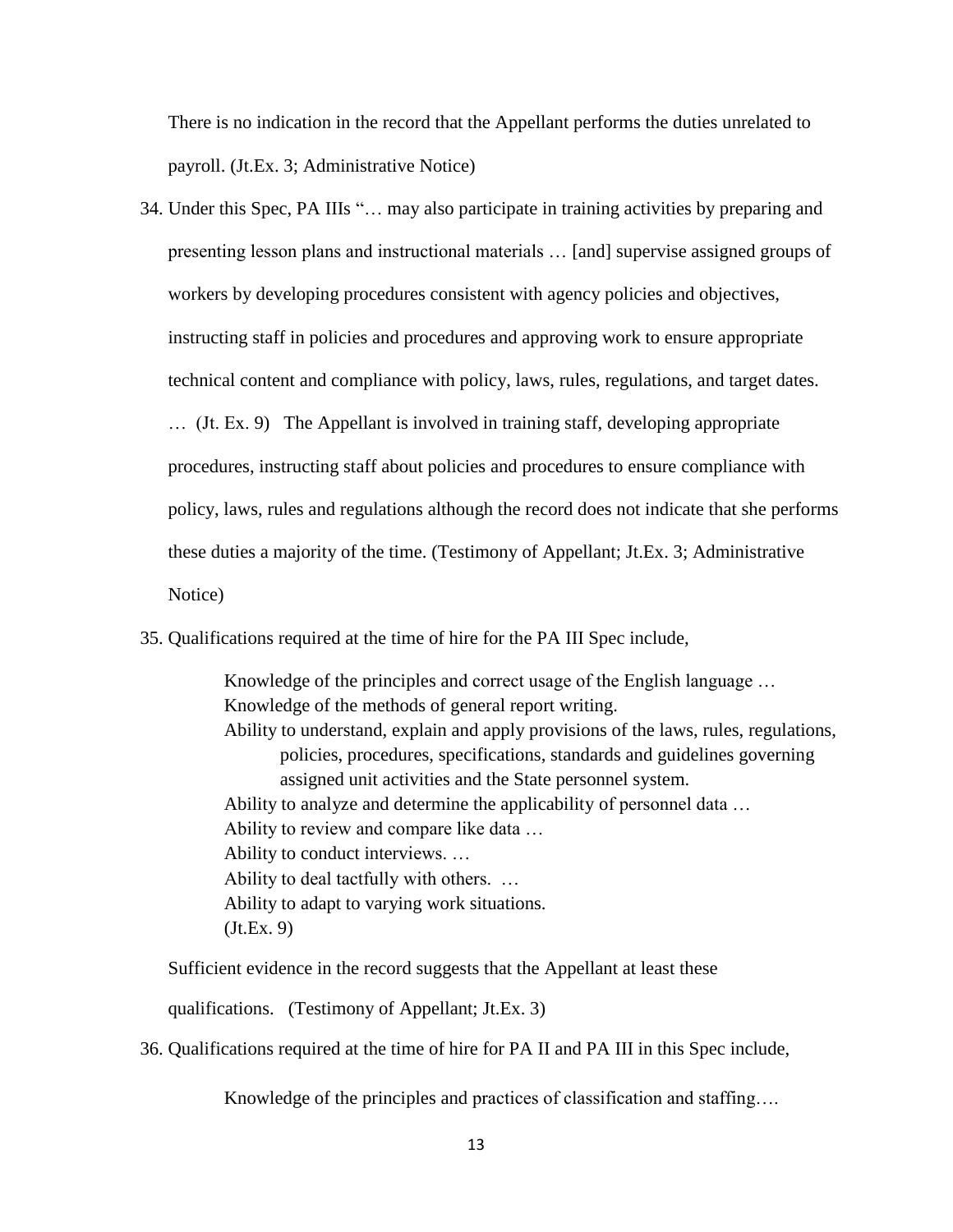There is no indication in the record that the Appellant performs the duties unrelated to payroll. (Jt.Ex. 3; Administrative Notice)

34. Under this Spec, PA IIIs "… may also participate in training activities by preparing and presenting lesson plans and instructional materials … [and] supervise assigned groups of workers by developing procedures consistent with agency policies and objectives, instructing staff in policies and procedures and approving work to ensure appropriate technical content and compliance with policy, laws, rules, regulations, and target dates. … (Jt. Ex. 9) The Appellant is involved in training staff, developing appropriate procedures, instructing staff about policies and procedures to ensure compliance with policy, laws, rules and regulations although the record does not indicate that she performs these duties a majority of the time. (Testimony of Appellant; Jt.Ex. 3; Administrative Notice)

35. Qualifications required at the time of hire for the PA III Spec include,

    > Knowledge of the principles and correct usage of the English language …
    > Knowledge of the methods of general report writing.
    > Ability to understand, explain and apply provisions of the laws, rules, regulations, policies, procedures, specifications, standards and guidelines governing assigned unit activities and the State personnel system.
    > Ability to analyze and determine the applicability of personnel data …
    > Ability to review and compare like data …
    > Ability to conduct interviews. …
    > Ability to deal tactfully with others. …
    > Ability to adapt to varying work situations.
    > (Jt.Ex. 9)

    Sufficient evidence in the record suggests that the Appellant at least these qualifications. (Testimony of Appellant; Jt.Ex. 3)

36. Qualifications required at the time of hire for PA II and PA III in this Spec include,

    > Knowledge of the principles and practices of classification and staffing….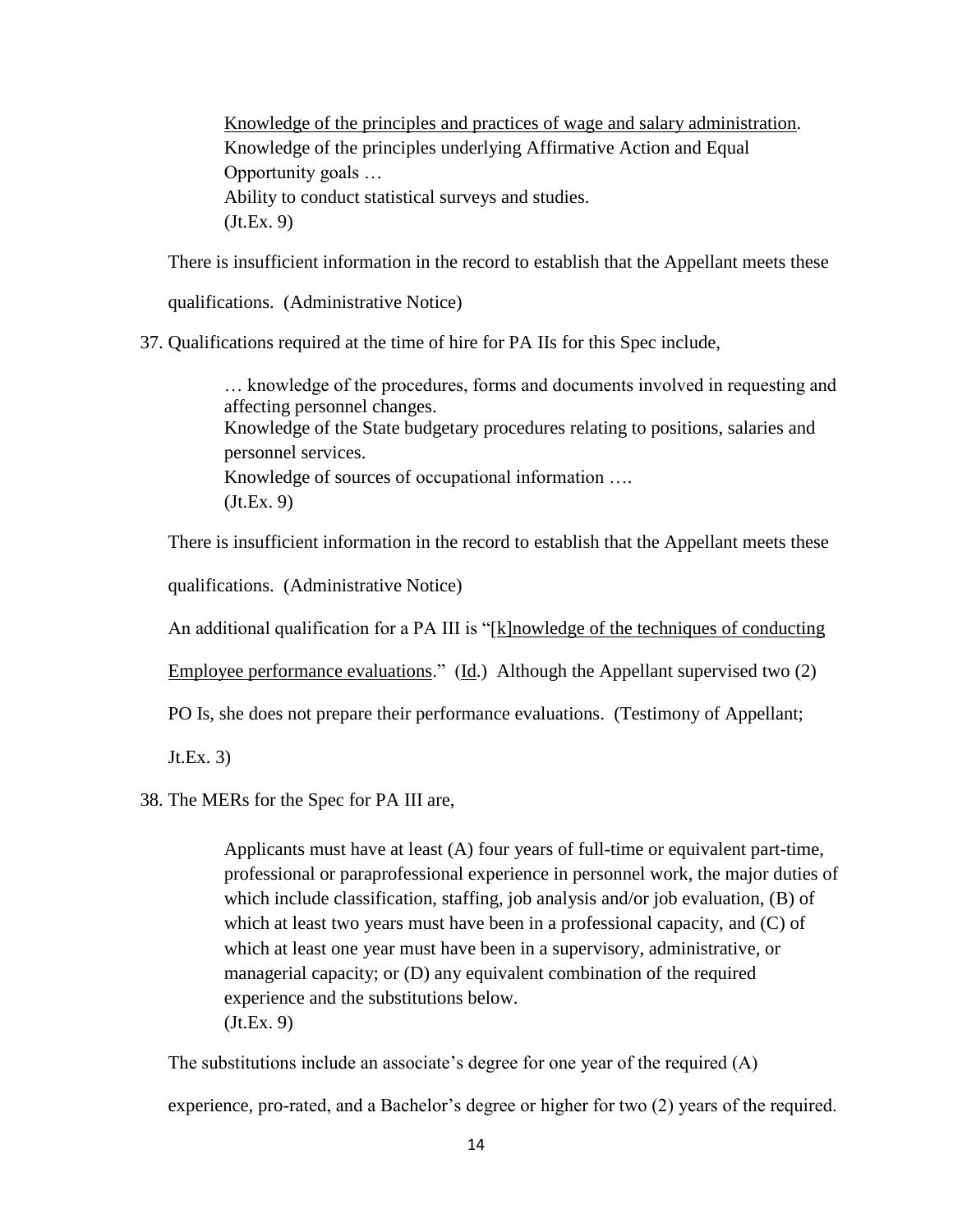> <u>Knowledge of the principles and practices of wage and salary administration</u>.
> Knowledge of the principles underlying Affirmative Action and Equal Opportunity goals …
> Ability to conduct statistical surveys and studies.
> (Jt.Ex. 9)

There is insufficient information in the record to establish that the Appellant meets these qualifications. (Administrative Notice)

37. Qualifications required at the time of hire for PA IIs for this Spec include,

> … knowledge of the procedures, forms and documents involved in requesting and affecting personnel changes.
> Knowledge of the State budgetary procedures relating to positions, salaries and personnel services.
> Knowledge of sources of occupational information ….
> (Jt.Ex. 9)

There is insufficient information in the record to establish that the Appellant meets these qualifications. (Administrative Notice)

An additional qualification for a PA III is "[k]nowledge of the techniques of conducting Employee performance evaluations." (<u>Id</u>.) Although the Appellant supervised two (2) PO Is, she does not prepare their performance evaluations. (Testimony of Appellant; Jt.Ex. 3)

38. The MERs for the Spec for PA III are,

> Applicants must have at least (A) four years of full-time or equivalent part-time, professional or paraprofessional experience in personnel work, the major duties of which include classification, staffing, job analysis and/or job evaluation, (B) of which at least two years must have been in a professional capacity, and (C) of which at least one year must have been in a supervisory, administrative, or managerial capacity; or (D) any equivalent combination of the required experience and the substitutions below.
> (Jt.Ex. 9)

The substitutions include an associate's degree for one year of the required (A) experience, pro-rated, and a Bachelor's degree or higher for two (2) years of the required.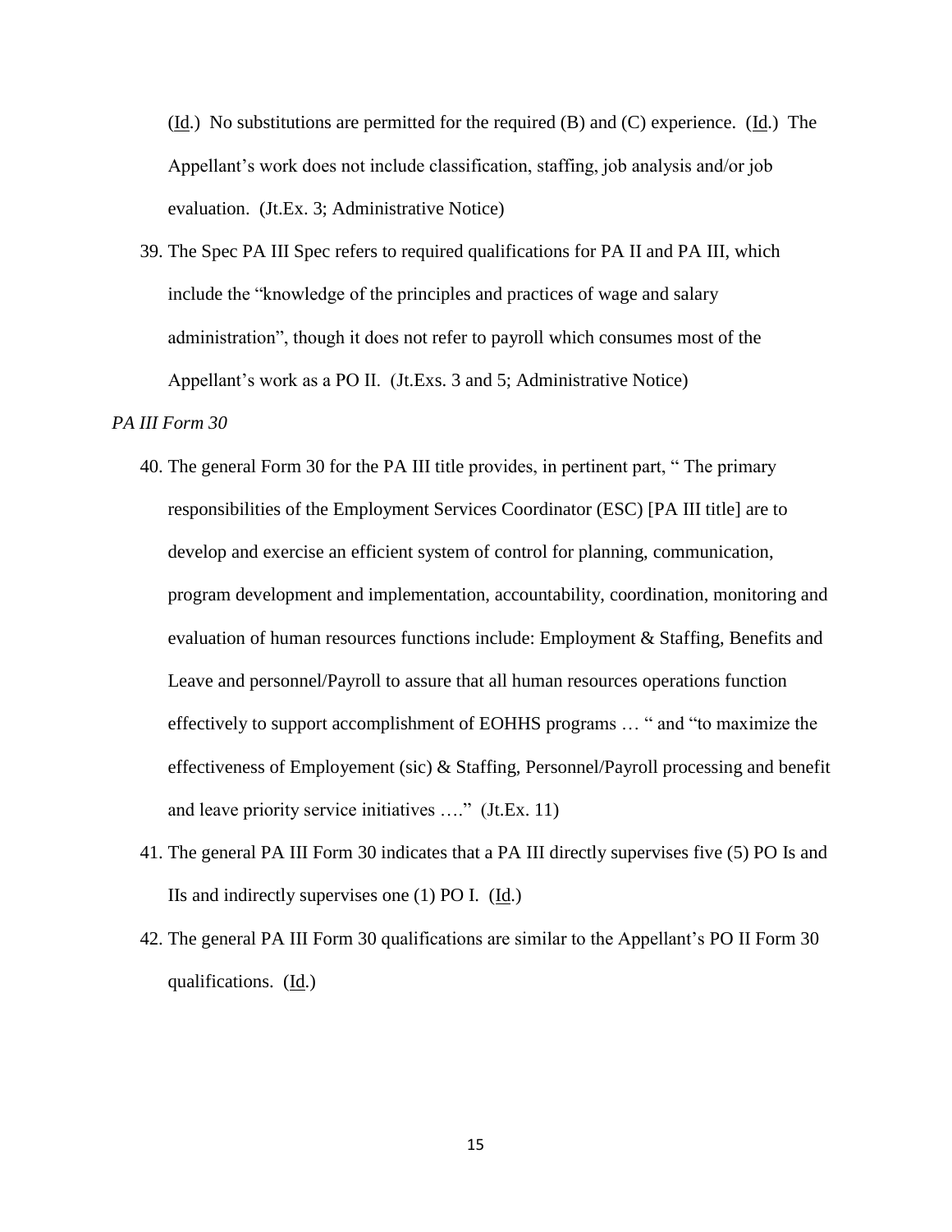(Id.) No substitutions are permitted for the required (B) and (C) experience. (Id.) The Appellant's work does not include classification, staffing, job analysis and/or job evaluation. (Jt.Ex. 3; Administrative Notice)

39. The Spec PA III Spec refers to required qualifications for PA II and PA III, which include the "knowledge of the principles and practices of wage and salary administration", though it does not refer to payroll which consumes most of the Appellant's work as a PO II. (Jt.Exs. 3 and 5; Administrative Notice)

*PA III Form 30*

40. The general Form 30 for the PA III title provides, in pertinent part, " The primary responsibilities of the Employment Services Coordinator (ESC) [PA III title] are to develop and exercise an efficient system of control for planning, communication, program development and implementation, accountability, coordination, monitoring and evaluation of human resources functions include: Employment & Staffing, Benefits and Leave and personnel/Payroll to assure that all human resources operations function effectively to support accomplishment of EOHHS programs … " and "to maximize the effectiveness of Employement (sic) & Staffing, Personnel/Payroll processing and benefit and leave priority service initiatives …." (Jt.Ex. 11)

41. The general PA III Form 30 indicates that a PA III directly supervises five (5) PO Is and IIs and indirectly supervises one (1) PO I. (Id.)

42. The general PA III Form 30 qualifications are similar to the Appellant's PO II Form 30 qualifications. (Id.)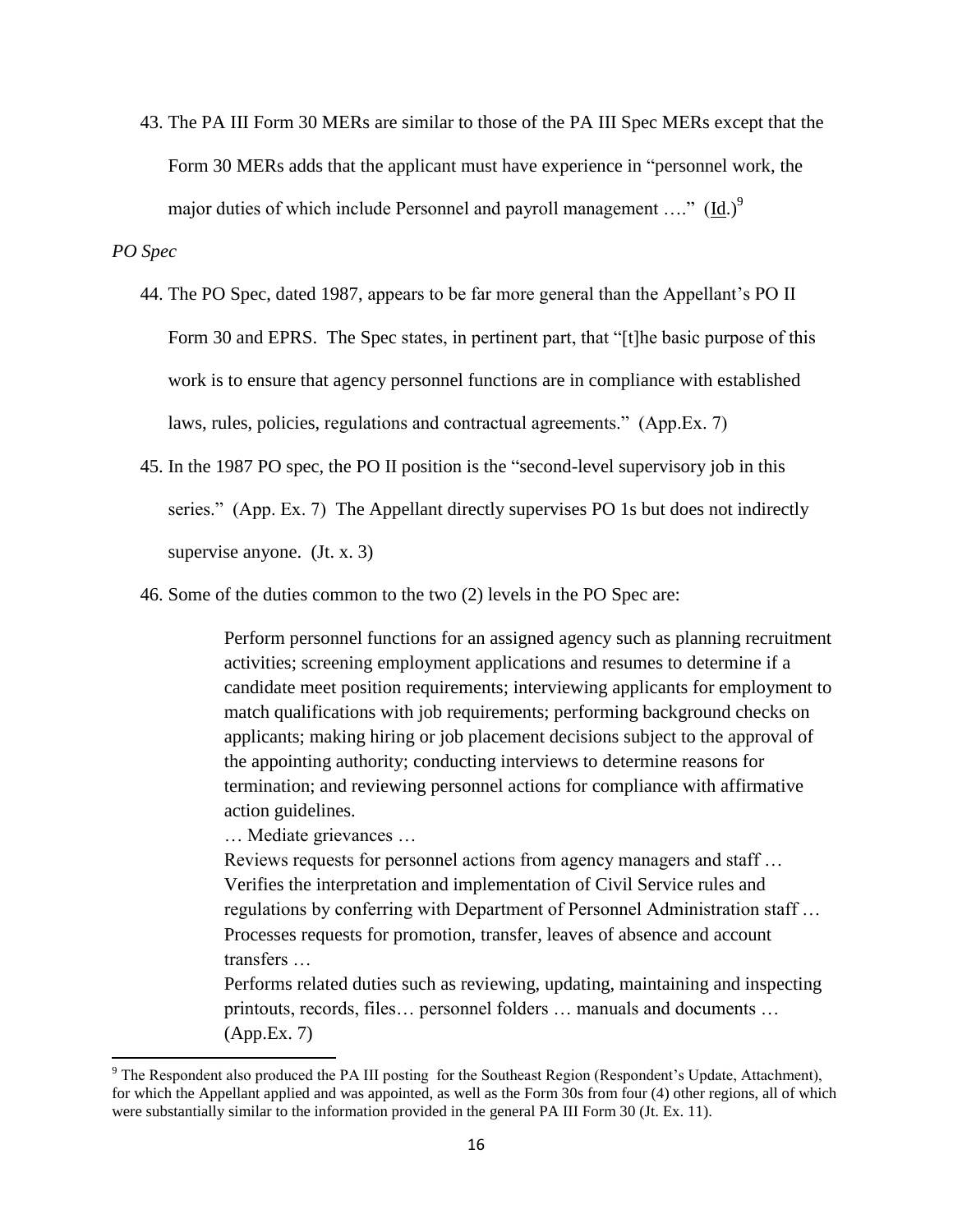43. The PA III Form 30 MERs are similar to those of the PA III Spec MERs except that the Form 30 MERs adds that the applicant must have experience in "personnel work, the major duties of which include Personnel and payroll management …." (Id.)[9]

*PO Spec*

44. The PO Spec, dated 1987, appears to be far more general than the Appellant's PO II Form 30 and EPRS. The Spec states, in pertinent part, that "[t]he basic purpose of this work is to ensure that agency personnel functions are in compliance with established laws, rules, policies, regulations and contractual agreements." (App.Ex. 7)

45. In the 1987 PO spec, the PO II position is the "second-level supervisory job in this series." (App. Ex. 7) The Appellant directly supervises PO 1s but does not indirectly supervise anyone. (Jt. x. 3)

46. Some of the duties common to the two (2) levels in the PO Spec are:

> Perform personnel functions for an assigned agency such as planning recruitment activities; screening employment applications and resumes to determine if a candidate meet position requirements; interviewing applicants for employment to match qualifications with job requirements; performing background checks on applicants; making hiring or job placement decisions subject to the approval of the appointing authority; conducting interviews to determine reasons for termination; and reviewing personnel actions for compliance with affirmative action guidelines.
>
> … Mediate grievances …
>
> Reviews requests for personnel actions from agency managers and staff …
>
> Verifies the interpretation and implementation of Civil Service rules and regulations by conferring with Department of Personnel Administration staff …
>
> Processes requests for promotion, transfer, leaves of absence and account transfers …
>
> Performs related duties such as reviewing, updating, maintaining and inspecting printouts, records, files… personnel folders … manuals and documents … (App.Ex. 7)

---

[9] The Respondent also produced the PA III posting for the Southeast Region (Respondent's Update, Attachment), for which the Appellant applied and was appointed, as well as the Form 30s from four (4) other regions, all of which were substantially similar to the information provided in the general PA III Form 30 (Jt. Ex. 11).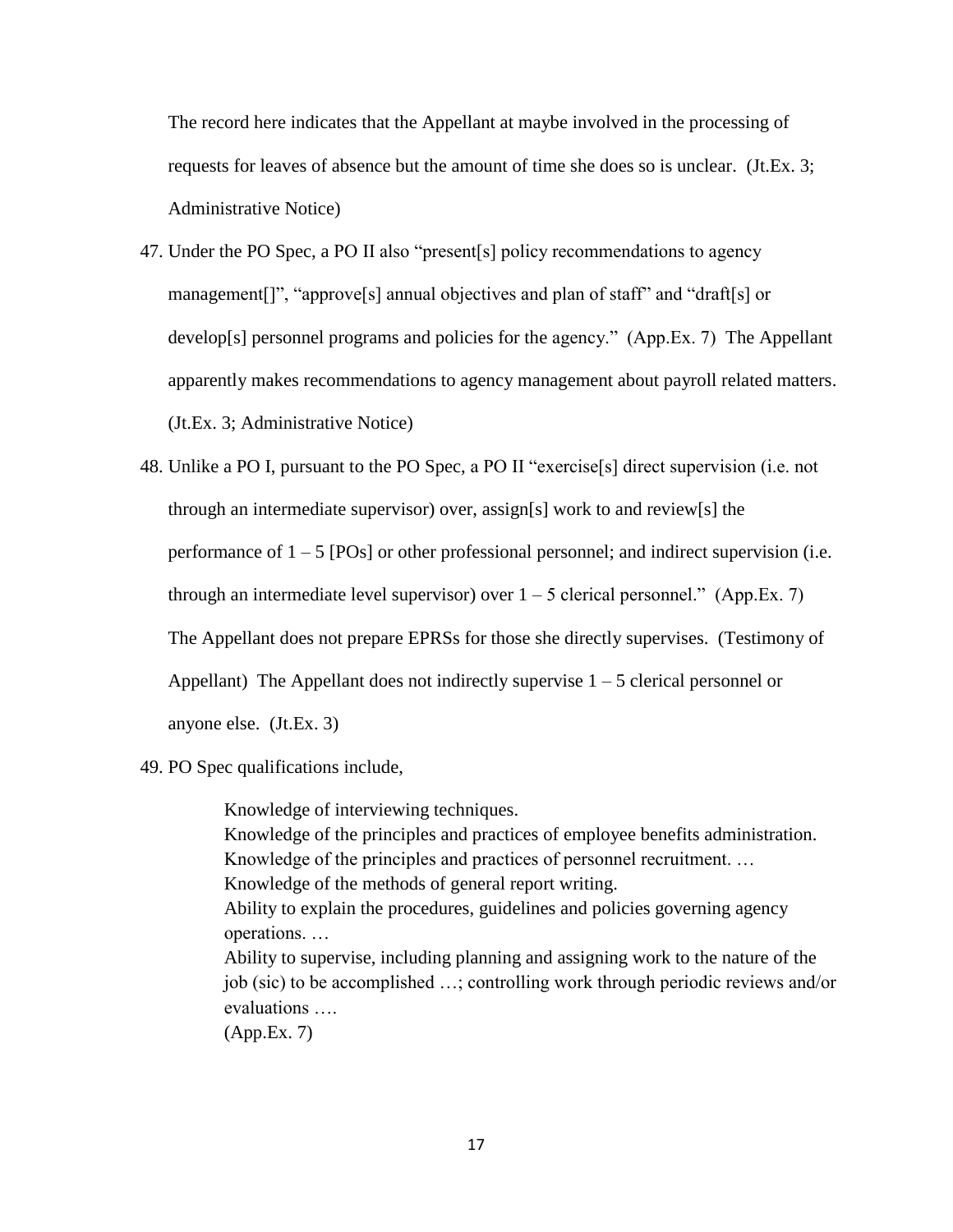The record here indicates that the Appellant at maybe involved in the processing of requests for leaves of absence but the amount of time she does so is unclear. (Jt.Ex. 3; Administrative Notice)

47. Under the PO Spec, a PO II also "present[s] policy recommendations to agency management[]", "approve[s] annual objectives and plan of staff" and "draft[s] or develop[s] personnel programs and policies for the agency." (App.Ex. 7) The Appellant apparently makes recommendations to agency management about payroll related matters. (Jt.Ex. 3; Administrative Notice)

48. Unlike a PO I, pursuant to the PO Spec, a PO II "exercise[s] direct supervision (i.e. not through an intermediate supervisor) over, assign[s] work to and review[s] the performance of 1 – 5 [POs] or other professional personnel; and indirect supervision (i.e. through an intermediate level supervisor) over 1 – 5 clerical personnel." (App.Ex. 7) The Appellant does not prepare EPRSs for those she directly supervises. (Testimony of Appellant) The Appellant does not indirectly supervise 1 – 5 clerical personnel or anyone else. (Jt.Ex. 3)

49. PO Spec qualifications include,

> Knowledge of interviewing techniques.
> Knowledge of the principles and practices of employee benefits administration.
> Knowledge of the principles and practices of personnel recruitment. …
> Knowledge of the methods of general report writing.
> Ability to explain the procedures, guidelines and policies governing agency operations. …
> Ability to supervise, including planning and assigning work to the nature of the job (sic) to be accomplished …; controlling work through periodic reviews and/or evaluations ….
> (App.Ex. 7)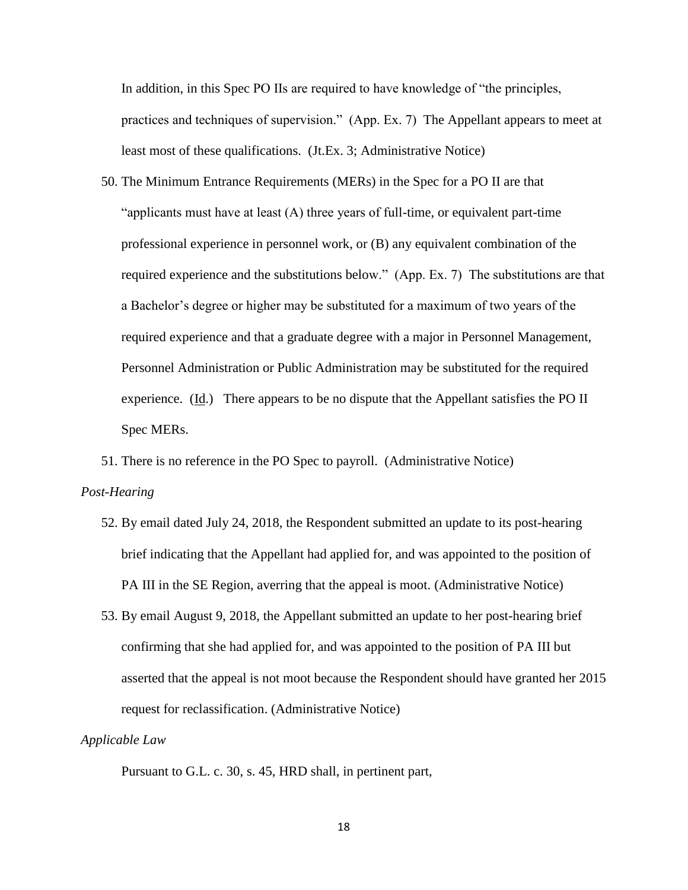In addition, in this Spec PO IIs are required to have knowledge of "the principles, practices and techniques of supervision." (App. Ex. 7) The Appellant appears to meet at least most of these qualifications. (Jt.Ex. 3; Administrative Notice)

50. The Minimum Entrance Requirements (MERs) in the Spec for a PO II are that "applicants must have at least (A) three years of full-time, or equivalent part-time professional experience in personnel work, or (B) any equivalent combination of the required experience and the substitutions below." (App. Ex. 7) The substitutions are that a Bachelor's degree or higher may be substituted for a maximum of two years of the required experience and that a graduate degree with a major in Personnel Management, Personnel Administration or Public Administration may be substituted for the required experience. (Id.) There appears to be no dispute that the Appellant satisfies the PO II Spec MERs.

51. There is no reference in the PO Spec to payroll. (Administrative Notice)

*Post-Hearing*

52. By email dated July 24, 2018, the Respondent submitted an update to its post-hearing brief indicating that the Appellant had applied for, and was appointed to the position of PA III in the SE Region, averring that the appeal is moot. (Administrative Notice)

53. By email August 9, 2018, the Appellant submitted an update to her post-hearing brief confirming that she had applied for, and was appointed to the position of PA III but asserted that the appeal is not moot because the Respondent should have granted her 2015 request for reclassification. (Administrative Notice)

*Applicable Law*

Pursuant to G.L. c. 30, s. 45, HRD shall, in pertinent part,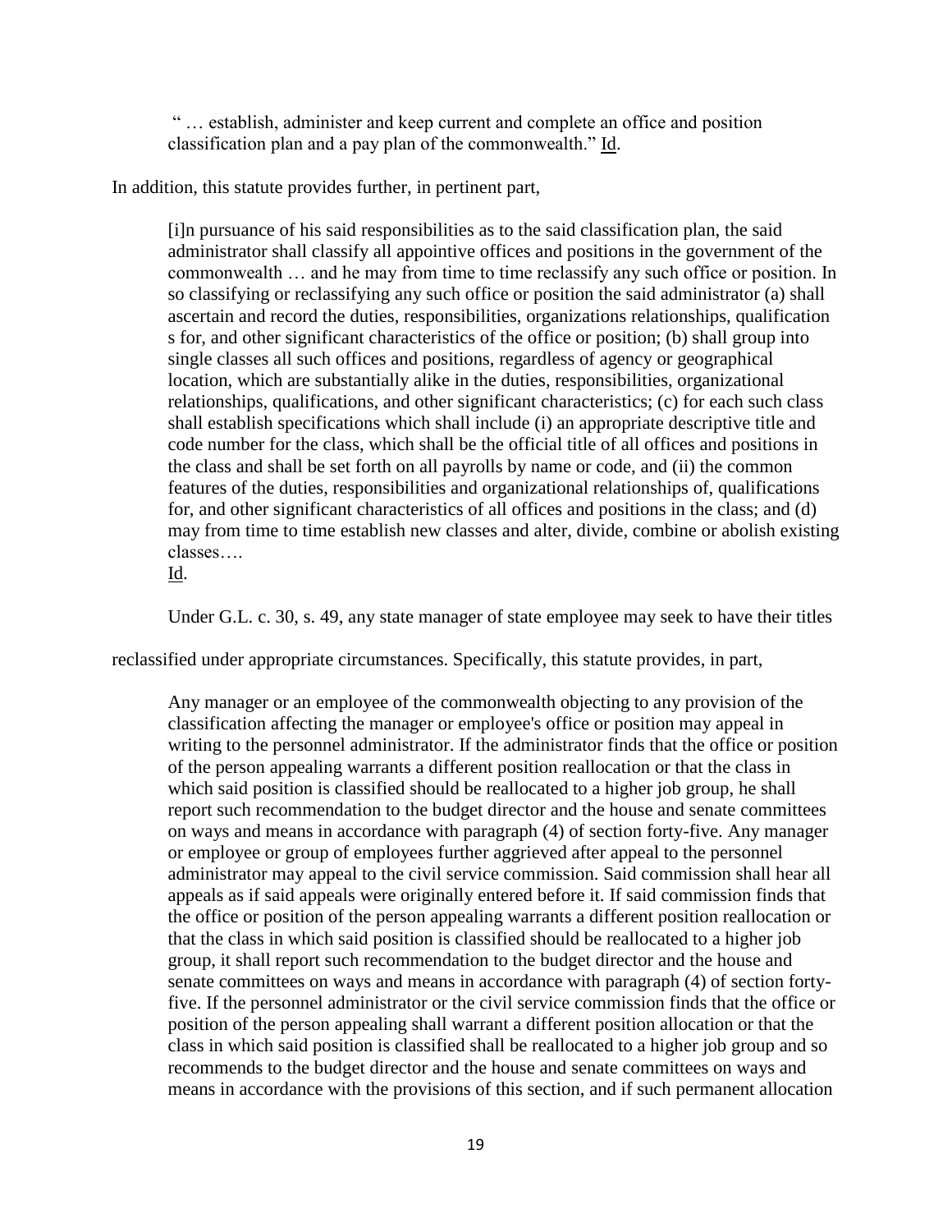> " … establish, administer and keep current and complete an office and position classification plan and a pay plan of the commonwealth." Id.

In addition, this statute provides further, in pertinent part,

> [i]n pursuance of his said responsibilities as to the said classification plan, the said administrator shall classify all appointive offices and positions in the government of the commonwealth … and he may from time to time reclassify any such office or position. In so classifying or reclassifying any such office or position the said administrator (a) shall ascertain and record the duties, responsibilities, organizations relationships, qualification s for, and other significant characteristics of the office or position; (b) shall group into single classes all such offices and positions, regardless of agency or geographical location, which are substantially alike in the duties, responsibilities, organizational relationships, qualifications, and other significant characteristics; (c) for each such class shall establish specifications which shall include (i) an appropriate descriptive title and code number for the class, which shall be the official title of all offices and positions in the class and shall be set forth on all payrolls by name or code, and (ii) the common features of the duties, responsibilities and organizational relationships of, qualifications for, and other significant characteristics of all offices and positions in the class; and (d) may from time to time establish new classes and alter, divide, combine or abolish existing classes….
> Id.

Under G.L. c. 30, s. 49, any state manager of state employee may seek to have their titles reclassified under appropriate circumstances. Specifically, this statute provides, in part,

> Any manager or an employee of the commonwealth objecting to any provision of the classification affecting the manager or employee's office or position may appeal in writing to the personnel administrator. If the administrator finds that the office or position of the person appealing warrants a different position reallocation or that the class in which said position is classified should be reallocated to a higher job group, he shall report such recommendation to the budget director and the house and senate committees on ways and means in accordance with paragraph (4) of section forty-five. Any manager or employee or group of employees further aggrieved after appeal to the personnel administrator may appeal to the civil service commission. Said commission shall hear all appeals as if said appeals were originally entered before it. If said commission finds that the office or position of the person appealing warrants a different position reallocation or that the class in which said position is classified should be reallocated to a higher job group, it shall report such recommendation to the budget director and the house and senate committees on ways and means in accordance with paragraph (4) of section forty-five. If the personnel administrator or the civil service commission finds that the office or position of the person appealing shall warrant a different position allocation or that the class in which said position is classified shall be reallocated to a higher job group and so recommends to the budget director and the house and senate committees on ways and means in accordance with the provisions of this section, and if such permanent allocation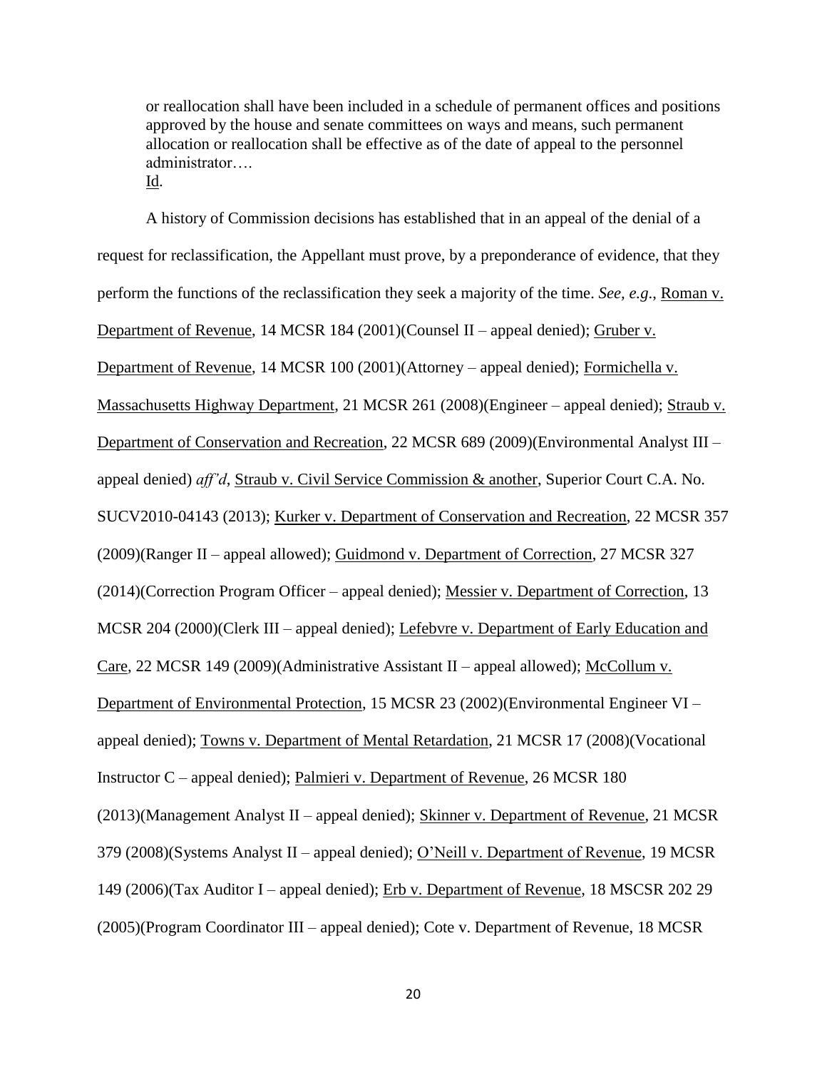> or reallocation shall have been included in a schedule of permanent offices and positions approved by the house and senate committees on ways and means, such permanent allocation or reallocation shall be effective as of the date of appeal to the personnel administrator….
> Id.

A history of Commission decisions has established that in an appeal of the denial of a request for reclassification, the Appellant must prove, by a preponderance of evidence, that they perform the functions of the reclassification they seek a majority of the time. *See, e.g.*, Roman v. Department of Revenue, 14 MCSR 184 (2001)(Counsel II – appeal denied); Gruber v. Department of Revenue, 14 MCSR 100 (2001)(Attorney – appeal denied); Formichella v. Massachusetts Highway Department, 21 MCSR 261 (2008)(Engineer – appeal denied); Straub v. Department of Conservation and Recreation, 22 MCSR 689 (2009)(Environmental Analyst III – appeal denied) *aff'd*, Straub v. Civil Service Commission & another, Superior Court C.A. No. SUCV2010-04143 (2013); Kurker v. Department of Conservation and Recreation, 22 MCSR 357 (2009)(Ranger II – appeal allowed); Guidmond v. Department of Correction, 27 MCSR 327 (2014)(Correction Program Officer – appeal denied); Messier v. Department of Correction, 13 MCSR 204 (2000)(Clerk III – appeal denied); Lefebvre v. Department of Early Education and Care, 22 MCSR 149 (2009)(Administrative Assistant II – appeal allowed); McCollum v. Department of Environmental Protection, 15 MCSR 23 (2002)(Environmental Engineer VI – appeal denied); Towns v. Department of Mental Retardation, 21 MCSR 17 (2008)(Vocational Instructor C – appeal denied); Palmieri v. Department of Revenue, 26 MCSR 180 (2013)(Management Analyst II – appeal denied); Skinner v. Department of Revenue, 21 MCSR 379 (2008)(Systems Analyst II – appeal denied); O'Neill v. Department of Revenue, 19 MCSR 149 (2006)(Tax Auditor I – appeal denied); Erb v. Department of Revenue, 18 MSCSR 202 29 (2005)(Program Coordinator III – appeal denied); Cote v. Department of Revenue, 18 MCSR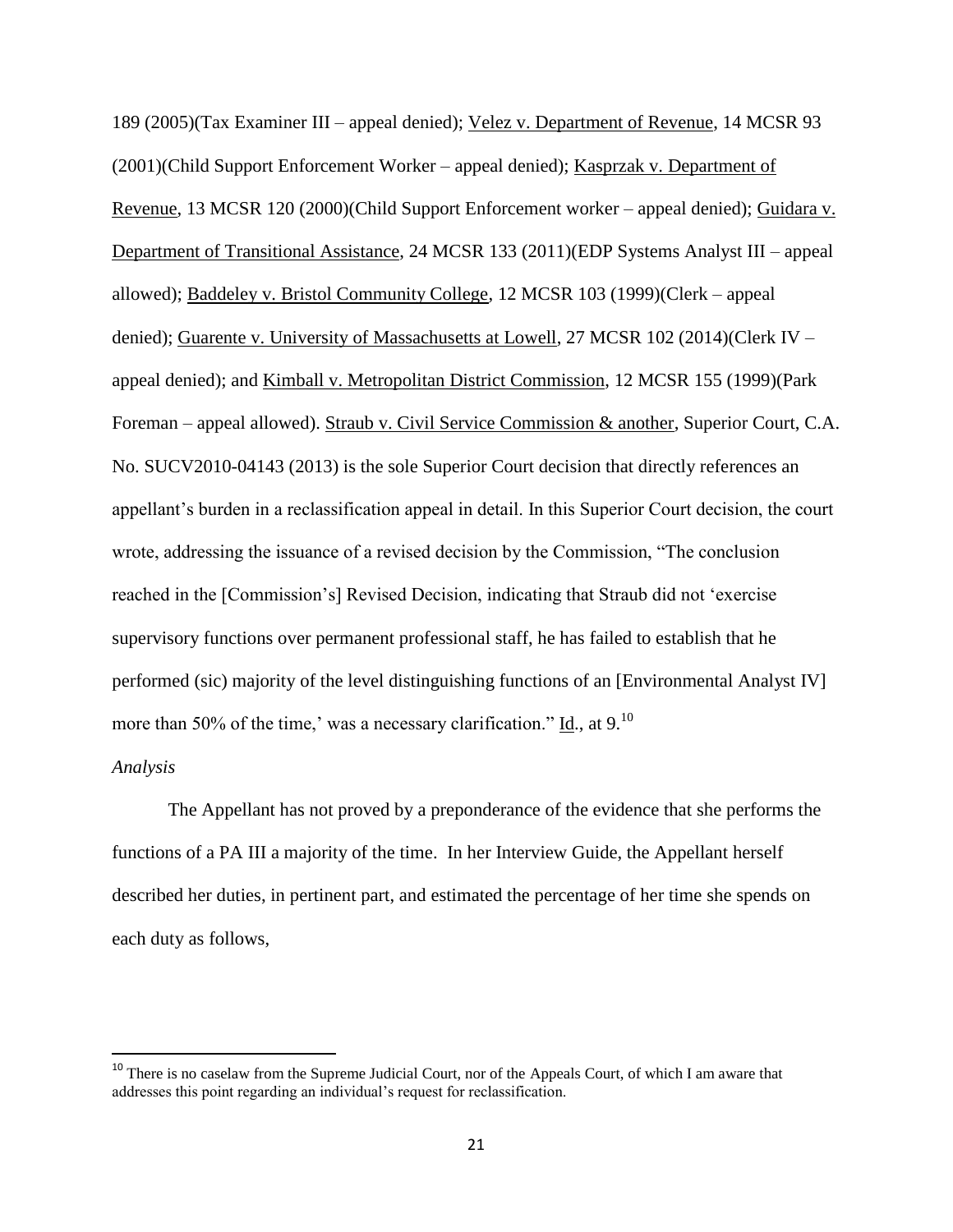189 (2005)(Tax Examiner III – appeal denied); Velez v. Department of Revenue, 14 MCSR 93 (2001)(Child Support Enforcement Worker – appeal denied); Kasprzak v. Department of Revenue, 13 MCSR 120 (2000)(Child Support Enforcement worker – appeal denied); Guidara v. Department of Transitional Assistance, 24 MCSR 133 (2011)(EDP Systems Analyst III – appeal allowed); Baddeley v. Bristol Community College, 12 MCSR 103 (1999)(Clerk – appeal denied); Guarente v. University of Massachusetts at Lowell, 27 MCSR 102 (2014)(Clerk IV – appeal denied); and Kimball v. Metropolitan District Commission, 12 MCSR 155 (1999)(Park Foreman – appeal allowed). Straub v. Civil Service Commission & another, Superior Court, C.A. No. SUCV2010-04143 (2013) is the sole Superior Court decision that directly references an appellant's burden in a reclassification appeal in detail. In this Superior Court decision, the court wrote, addressing the issuance of a revised decision by the Commission, "The conclusion reached in the [Commission's] Revised Decision, indicating that Straub did not 'exercise supervisory functions over permanent professional staff, he has failed to establish that he performed (sic) majority of the level distinguishing functions of an [Environmental Analyst IV] more than 50% of the time,' was a necessary clarification." Id., at 9.[10]

*Analysis*

The Appellant has not proved by a preponderance of the evidence that she performs the functions of a PA III a majority of the time. In her Interview Guide, the Appellant herself described her duties, in pertinent part, and estimated the percentage of her time she spends on each duty as follows,

---

[10] There is no caselaw from the Supreme Judicial Court, nor of the Appeals Court, of which I am aware that addresses this point regarding an individual's request for reclassification.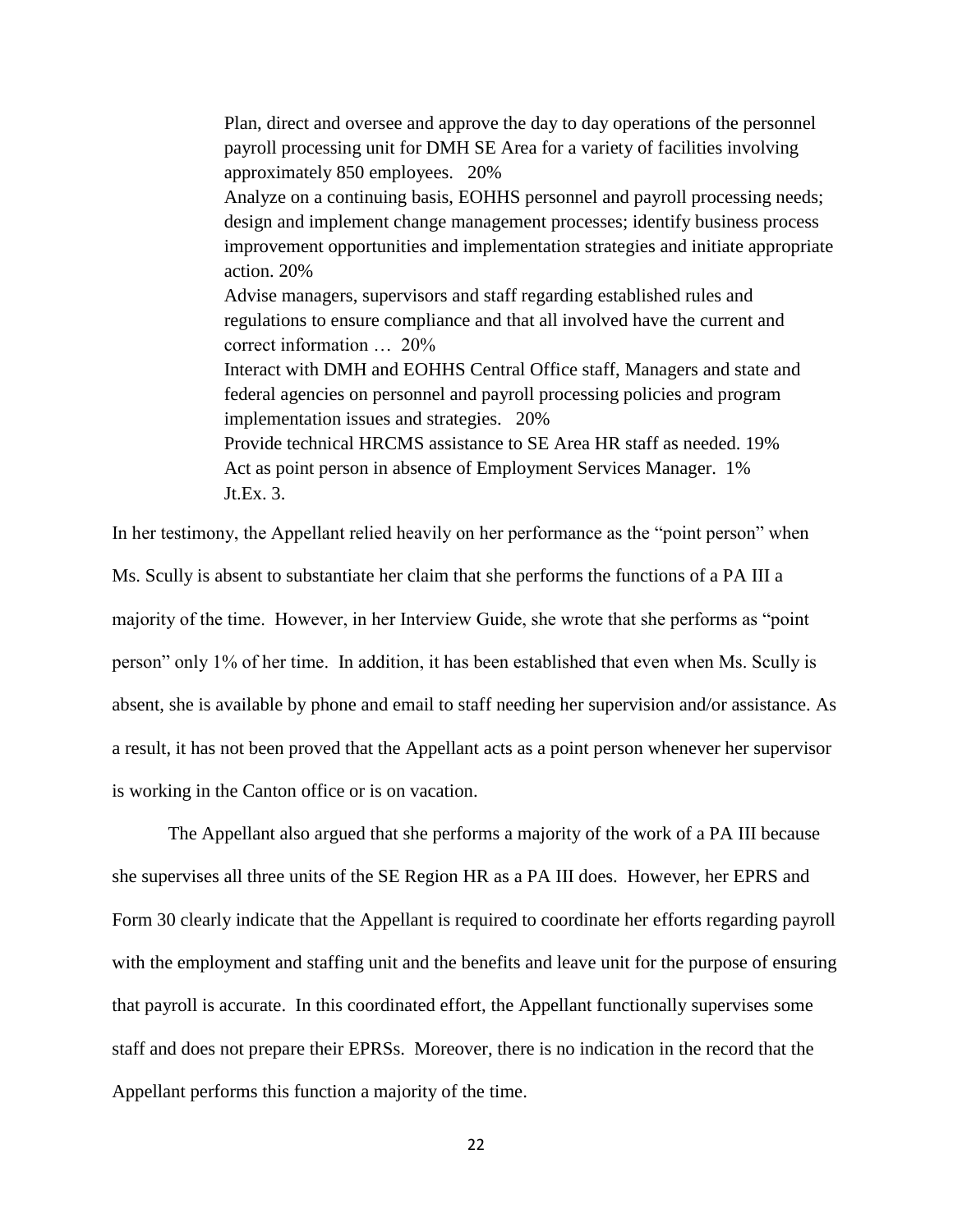> Plan, direct and oversee and approve the day to day operations of the personnel payroll processing unit for DMH SE Area for a variety of facilities involving approximately 850 employees. 20%
> Analyze on a continuing basis, EOHHS personnel and payroll processing needs; design and implement change management processes; identify business process improvement opportunities and implementation strategies and initiate appropriate action. 20%
> Advise managers, supervisors and staff regarding established rules and regulations to ensure compliance and that all involved have the current and correct information … 20%
> Interact with DMH and EOHHS Central Office staff, Managers and state and federal agencies on personnel and payroll processing policies and program implementation issues and strategies. 20%
> Provide technical HRCMS assistance to SE Area HR staff as needed. 19%
> Act as point person in absence of Employment Services Manager. 1%
> Jt.Ex. 3.

In her testimony, the Appellant relied heavily on her performance as the "point person" when Ms. Scully is absent to substantiate her claim that she performs the functions of a PA III a majority of the time. However, in her Interview Guide, she wrote that she performs as "point person" only 1% of her time. In addition, it has been established that even when Ms. Scully is absent, she is available by phone and email to staff needing her supervision and/or assistance. As a result, it has not been proved that the Appellant acts as a point person whenever her supervisor is working in the Canton office or is on vacation.

The Appellant also argued that she performs a majority of the work of a PA III because she supervises all three units of the SE Region HR as a PA III does. However, her EPRS and Form 30 clearly indicate that the Appellant is required to coordinate her efforts regarding payroll with the employment and staffing unit and the benefits and leave unit for the purpose of ensuring that payroll is accurate. In this coordinated effort, the Appellant functionally supervises some staff and does not prepare their EPRSs. Moreover, there is no indication in the record that the Appellant performs this function a majority of the time.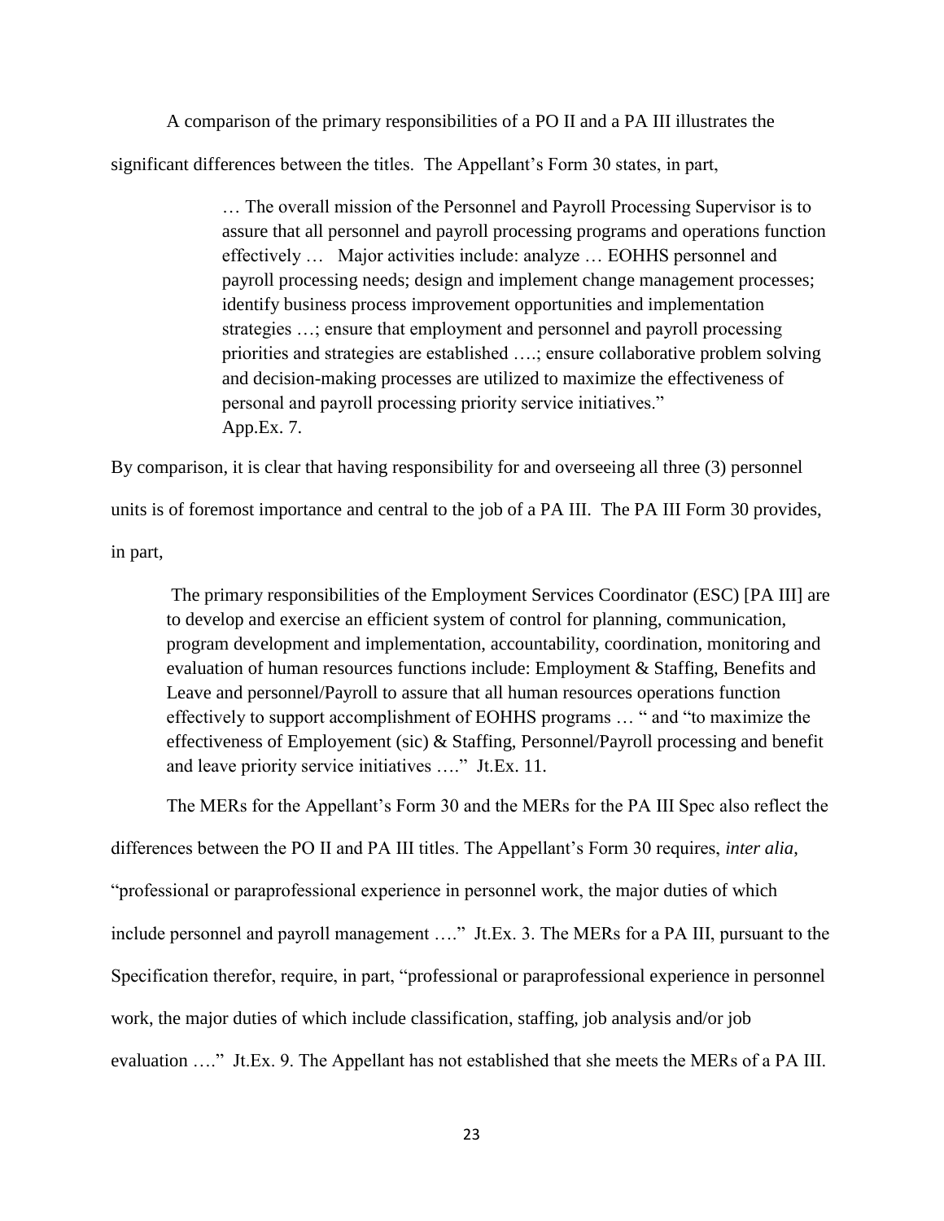A comparison of the primary responsibilities of a PO II and a PA III illustrates the significant differences between the titles. The Appellant's Form 30 states, in part,

> … The overall mission of the Personnel and Payroll Processing Supervisor is to assure that all personnel and payroll processing programs and operations function effectively … Major activities include: analyze … EOHHS personnel and payroll processing needs; design and implement change management processes; identify business process improvement opportunities and implementation strategies …; ensure that employment and personnel and payroll processing priorities and strategies are established ….; ensure collaborative problem solving and decision-making processes are utilized to maximize the effectiveness of personal and payroll processing priority service initiatives."
> App.Ex. 7.

By comparison, it is clear that having responsibility for and overseeing all three (3) personnel units is of foremost importance and central to the job of a PA III. The PA III Form 30 provides, in part,

> The primary responsibilities of the Employment Services Coordinator (ESC) [PA III] are to develop and exercise an efficient system of control for planning, communication, program development and implementation, accountability, coordination, monitoring and evaluation of human resources functions include: Employment & Staffing, Benefits and Leave and personnel/Payroll to assure that all human resources operations function effectively to support accomplishment of EOHHS programs … " and "to maximize the effectiveness of Employement (sic) & Staffing, Personnel/Payroll processing and benefit and leave priority service initiatives …." Jt.Ex. 11.

The MERs for the Appellant's Form 30 and the MERs for the PA III Spec also reflect the differences between the PO II and PA III titles. The Appellant's Form 30 requires, *inter alia*, "professional or paraprofessional experience in personnel work, the major duties of which include personnel and payroll management …." Jt.Ex. 3. The MERs for a PA III, pursuant to the Specification therefor, require, in part, "professional or paraprofessional experience in personnel work, the major duties of which include classification, staffing, job analysis and/or job evaluation …." Jt.Ex. 9. The Appellant has not established that she meets the MERs of a PA III.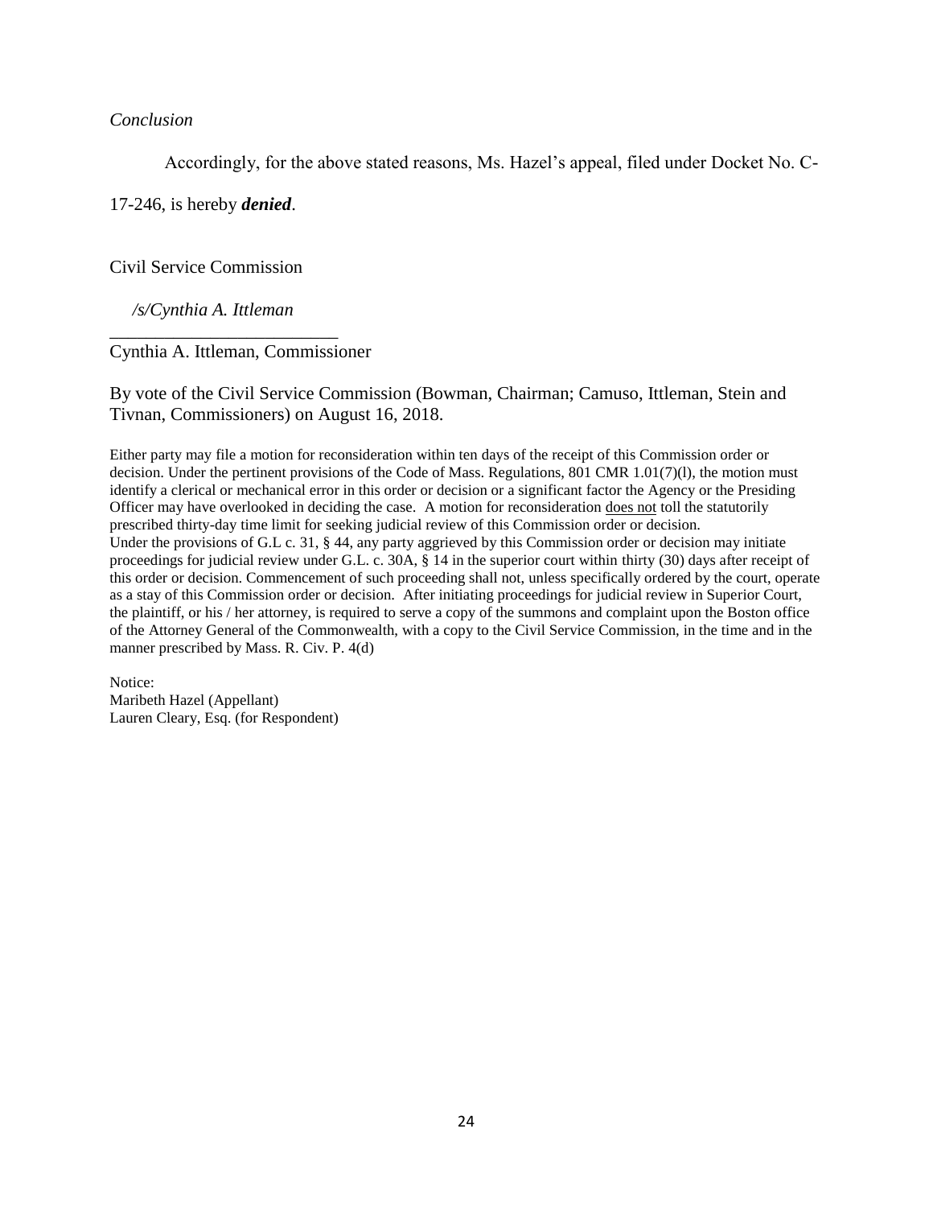*Conclusion*

Accordingly, for the above stated reasons, Ms. Hazel's appeal, filed under Docket No. C-17-246, is hereby ***denied***.

Civil Service Commission

*/s/Cynthia A. Ittleman*

___________________________

Cynthia A. Ittleman, Commissioner

By vote of the Civil Service Commission (Bowman, Chairman; Camuso, Ittleman, Stein and Tivnan, Commissioners) on August 16, 2018.

Either party may file a motion for reconsideration within ten days of the receipt of this Commission order or decision. Under the pertinent provisions of the Code of Mass. Regulations, 801 CMR 1.01(7)(l), the motion must identify a clerical or mechanical error in this order or decision or a significant factor the Agency or the Presiding Officer may have overlooked in deciding the case. A motion for reconsideration does not toll the statutorily prescribed thirty-day time limit for seeking judicial review of this Commission order or decision.
Under the provisions of G.L c. 31, § 44, any party aggrieved by this Commission order or decision may initiate proceedings for judicial review under G.L. c. 30A, § 14 in the superior court within thirty (30) days after receipt of this order or decision. Commencement of such proceeding shall not, unless specifically ordered by the court, operate as a stay of this Commission order or decision. After initiating proceedings for judicial review in Superior Court, the plaintiff, or his / her attorney, is required to serve a copy of the summons and complaint upon the Boston office of the Attorney General of the Commonwealth, with a copy to the Civil Service Commission, in the time and in the manner prescribed by Mass. R. Civ. P. 4(d)

Notice:
Maribeth Hazel (Appellant)
Lauren Cleary, Esq. (for Respondent)